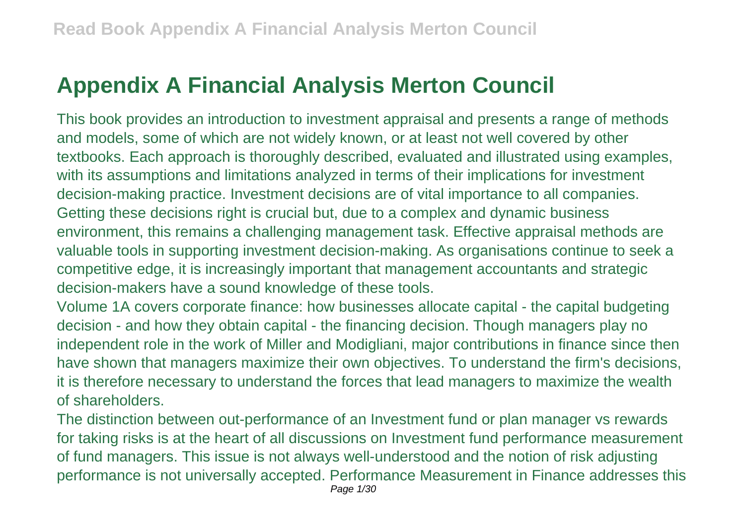# Appendix A Financial Analysis Merton Council

This book provides an introduction to investment appraisal and presents a range of methods and models, some of which are not widely known, or at least not well covered by other textbooks. Each approach is thoroughly described, evaluated and illustrated using examples, with its assumptions and limitations analyzed in terms of their implications for investment decision-making practice. Investment decisions are of vital importance to all companies. Getting these decisions right is crucial but, due to a complex and dynamic business environment, this remains a challenging management task. Effective appraisal methods are valuable tools in supporting investment decision-making. As organisations continue to seek a competitive edge, it is increasingly important that management accountants and strategic decision-makers have a sound knowledge of these tools.

Volume 1A covers corporate finance: how businesses allocate capital - the capital budgeting decision - and how they obtain capital - the financing decision. Though managers play no independent role in the work of Miller and Modigliani, major contributions in finance since then have shown that managers maximize their own objectives. To understand the firm's decisions, it is therefore necessary to understand the forces that lead managers to maximize the wealth of shareholders.

The distinction between out-performance of an Investment fund or plan manager vs rewards for taking risks is at the heart of all discussions on Investment fund performance measurement of fund managers. This issue is not always well-understood and the notion of risk adjusting performance is not universally accepted. Performance Measurement in Finance addresses this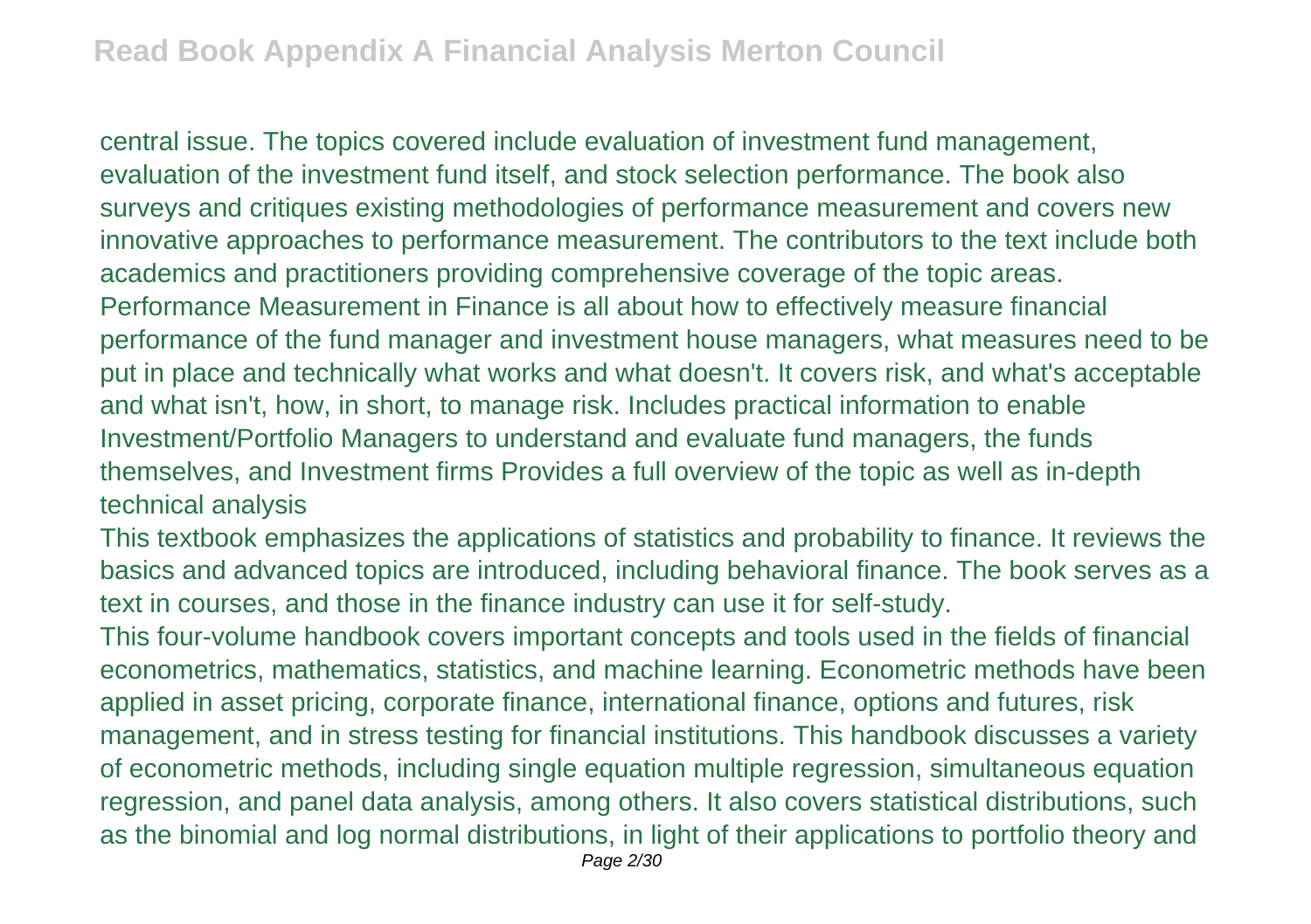central issue. The topics covered include evaluation of investment fund management, evaluation of the investment fund itself, and stock selection performance. The book also surveys and critiques existing methodologies of performance measurement and covers new innovative approaches to performance measurement. The contributors to the text include both academics and practitioners providing comprehensive coverage of the topic areas. Performance Measurement in Finance is all about how to effectively measure financial performance of the fund manager and investment house managers, what measures need to be put in place and technically what works and what doesn't. It covers risk, and what's acceptable and what isn't, how, in short, to manage risk. Includes practical information to enable Investment/Portfolio Managers to understand and evaluate fund managers, the funds themselves, and Investment firms Provides a full overview of the topic as well as in-depth technical analysis

This textbook emphasizes the applications of statistics and probability to finance. It reviews the basics and advanced topics are introduced, including behavioral finance. The book serves as a text in courses, and those in the finance industry can use it for self-study.

This four-volume handbook covers important concepts and tools used in the fields of financial econometrics, mathematics, statistics, and machine learning. Econometric methods have been applied in asset pricing, corporate finance, international finance, options and futures, risk management, and in stress testing for financial institutions. This handbook discusses a variety of econometric methods, including single equation multiple regression, simultaneous equation regression, and panel data analysis, among others. It also covers statistical distributions, such as the binomial and log normal distributions, in light of their applications to portfolio theory and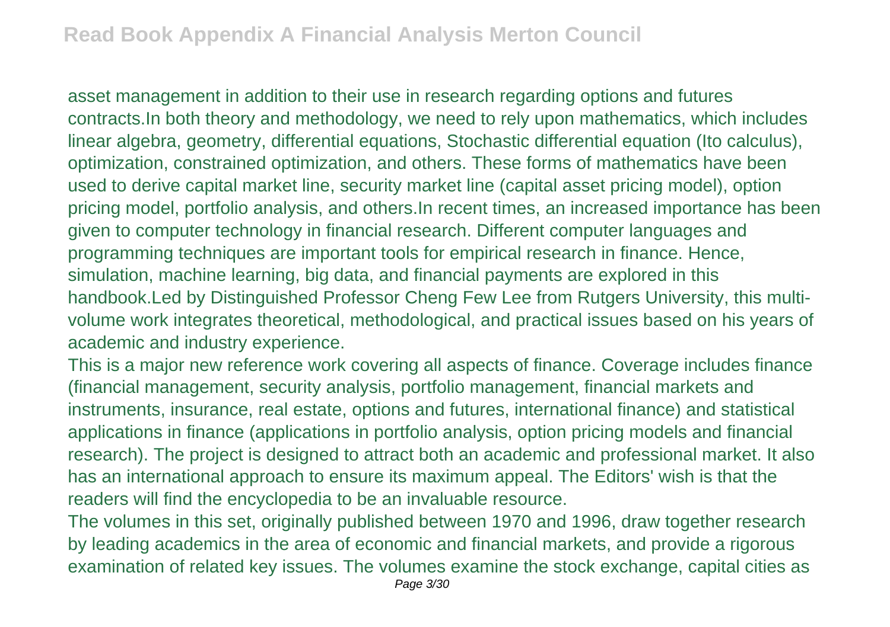asset management in addition to their use in research regarding options and futures contracts.In both theory and methodology, we need to rely upon mathematics, which includes linear algebra, geometry, differential equations, Stochastic differential equation (Ito calculus), optimization, constrained optimization, and others. These forms of mathematics have been used to derive capital market line, security market line (capital asset pricing model), option pricing model, portfolio analysis, and others.In recent times, an increased importance has been given to computer technology in financial research. Different computer languages and programming techniques are important tools for empirical research in finance. Hence, simulation, machine learning, big data, and financial payments are explored in this handbook.Led by Distinguished Professor Cheng Few Lee from Rutgers University, this multi-volume work integrates theoretical, methodological, and practical issues based on his years of academic and industry experience.

This is a major new reference work covering all aspects of finance. Coverage includes finance (financial management, security analysis, portfolio management, financial markets and instruments, insurance, real estate, options and futures, international finance) and statistical applications in finance (applications in portfolio analysis, option pricing models and financial research). The project is designed to attract both an academic and professional market. It also has an international approach to ensure its maximum appeal. The Editors' wish is that the readers will find the encyclopedia to be an invaluable resource.

The volumes in this set, originally published between 1970 and 1996, draw together research by leading academics in the area of economic and financial markets, and provide a rigorous examination of related key issues. The volumes examine the stock exchange, capital cities as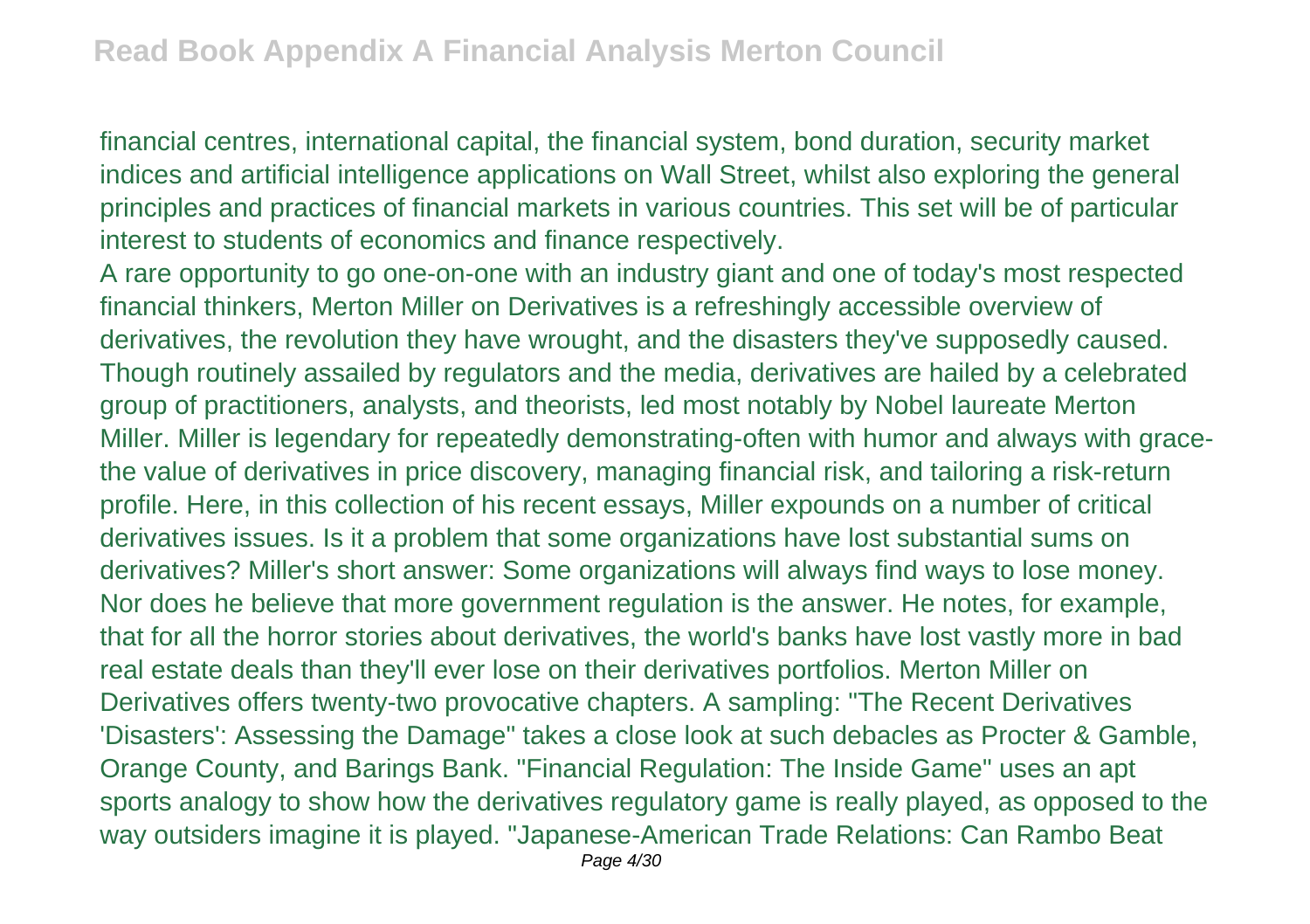financial centres, international capital, the financial system, bond duration, security market indices and artificial intelligence applications on Wall Street, whilst also exploring the general principles and practices of financial markets in various countries. This set will be of particular interest to students of economics and finance respectively.

A rare opportunity to go one-on-one with an industry giant and one of today's most respected financial thinkers, Merton Miller on Derivatives is a refreshingly accessible overview of derivatives, the revolution they have wrought, and the disasters they've supposedly caused. Though routinely assailed by regulators and the media, derivatives are hailed by a celebrated group of practitioners, analysts, and theorists, led most notably by Nobel laureate Merton Miller. Miller is legendary for repeatedly demonstrating-often with humor and always with grace-the value of derivatives in price discovery, managing financial risk, and tailoring a risk-return profile. Here, in this collection of his recent essays, Miller expounds on a number of critical derivatives issues. Is it a problem that some organizations have lost substantial sums on derivatives? Miller's short answer: Some organizations will always find ways to lose money. Nor does he believe that more government regulation is the answer. He notes, for example, that for all the horror stories about derivatives, the world's banks have lost vastly more in bad real estate deals than they'll ever lose on their derivatives portfolios. Merton Miller on Derivatives offers twenty-two provocative chapters. A sampling: "The Recent Derivatives 'Disasters': Assessing the Damage" takes a close look at such debacles as Procter & Gamble, Orange County, and Barings Bank. "Financial Regulation: The Inside Game" uses an apt sports analogy to show how the derivatives regulatory game is really played, as opposed to the way outsiders imagine it is played. "Japanese-American Trade Relations: Can Rambo Beat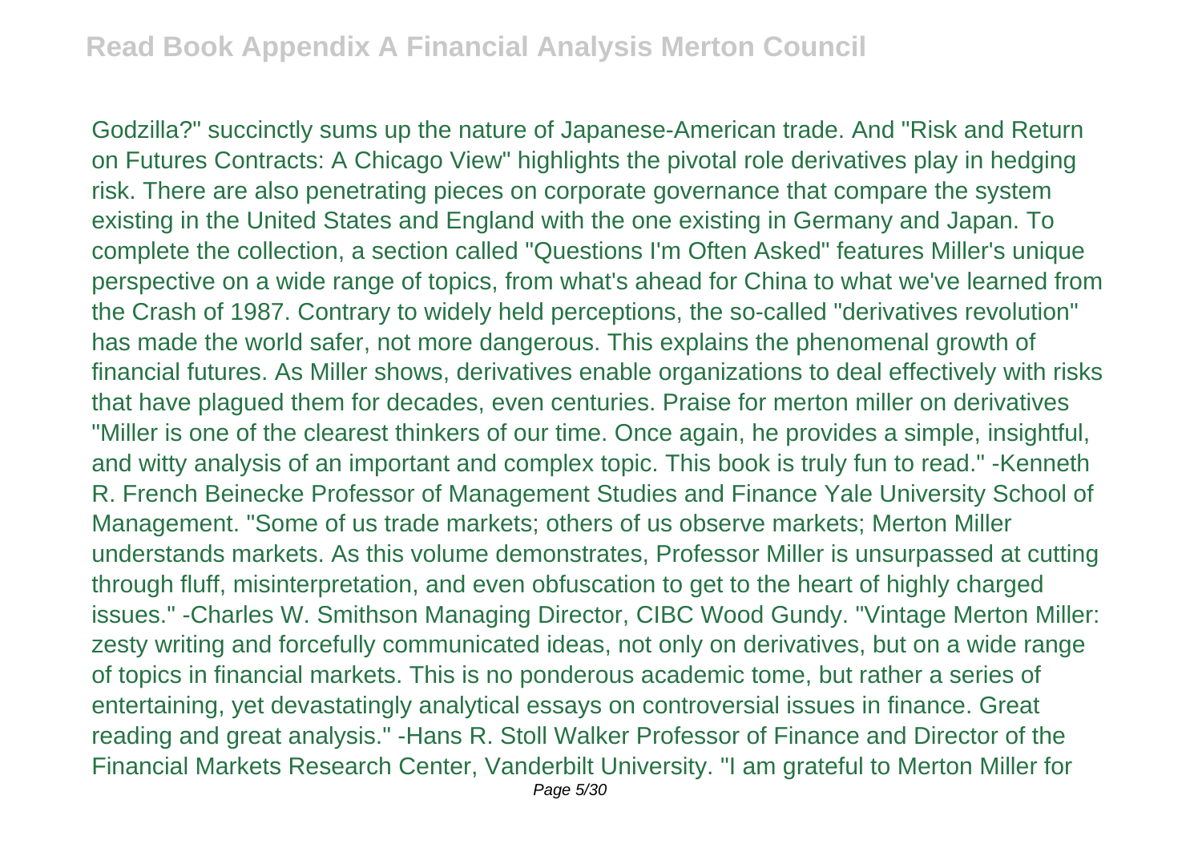Godzilla?" succinctly sums up the nature of Japanese-American trade. And "Risk and Return on Futures Contracts: A Chicago View" highlights the pivotal role derivatives play in hedging risk. There are also penetrating pieces on corporate governance that compare the system existing in the United States and England with the one existing in Germany and Japan. To complete the collection, a section called "Questions I'm Often Asked" features Miller's unique perspective on a wide range of topics, from what's ahead for China to what we've learned from the Crash of 1987. Contrary to widely held perceptions, the so-called "derivatives revolution" has made the world safer, not more dangerous. This explains the phenomenal growth of financial futures. As Miller shows, derivatives enable organizations to deal effectively with risks that have plagued them for decades, even centuries. Praise for merton miller on derivatives "Miller is one of the clearest thinkers of our time. Once again, he provides a simple, insightful, and witty analysis of an important and complex topic. This book is truly fun to read." -Kenneth R. French Beinecke Professor of Management Studies and Finance Yale University School of Management. "Some of us trade markets; others of us observe markets; Merton Miller understands markets. As this volume demonstrates, Professor Miller is unsurpassed at cutting through fluff, misinterpretation, and even obfuscation to get to the heart of highly charged issues." -Charles W. Smithson Managing Director, CIBC Wood Gundy. "Vintage Merton Miller: zesty writing and forcefully communicated ideas, not only on derivatives, but on a wide range of topics in financial markets. This is no ponderous academic tome, but rather a series of entertaining, yet devastatingly analytical essays on controversial issues in finance. Great reading and great analysis." -Hans R. Stoll Walker Professor of Finance and Director of the Financial Markets Research Center, Vanderbilt University. "I am grateful to Merton Miller for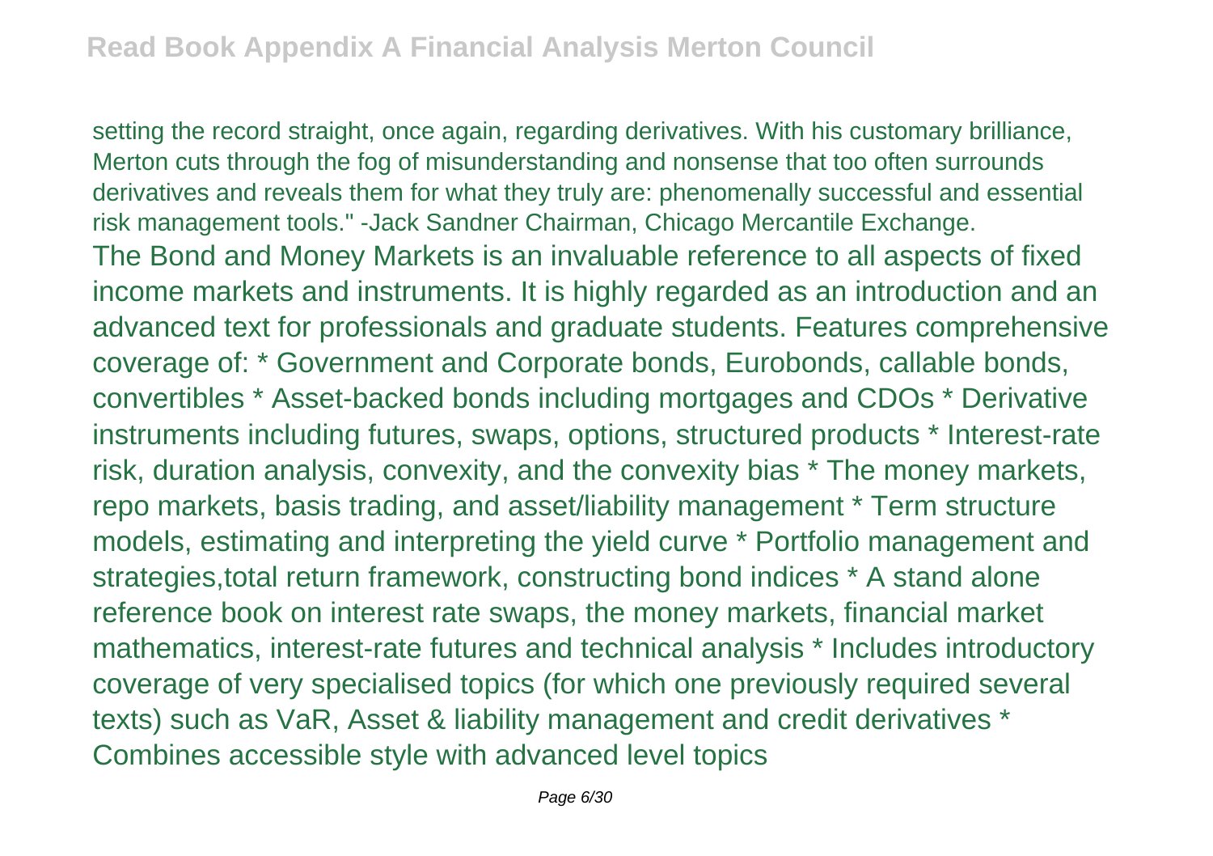setting the record straight, once again, regarding derivatives. With his customary brilliance, Merton cuts through the fog of misunderstanding and nonsense that too often surrounds derivatives and reveals them for what they truly are: phenomenally successful and essential risk management tools." -Jack Sandner Chairman, Chicago Mercantile Exchange.

The Bond and Money Markets is an invaluable reference to all aspects of fixed income markets and instruments. It is highly regarded as an introduction and an advanced text for professionals and graduate students. Features comprehensive coverage of: * Government and Corporate bonds, Eurobonds, callable bonds, convertibles * Asset-backed bonds including mortgages and CDOs * Derivative instruments including futures, swaps, options, structured products * Interest-rate risk, duration analysis, convexity, and the convexity bias * The money markets, repo markets, basis trading, and asset/liability management * Term structure models, estimating and interpreting the yield curve * Portfolio management and strategies,total return framework, constructing bond indices * A stand alone reference book on interest rate swaps, the money markets, financial market mathematics, interest-rate futures and technical analysis * Includes introductory coverage of very specialised topics (for which one previously required several texts) such as VaR, Asset & liability management and credit derivatives * Combines accessible style with advanced level topics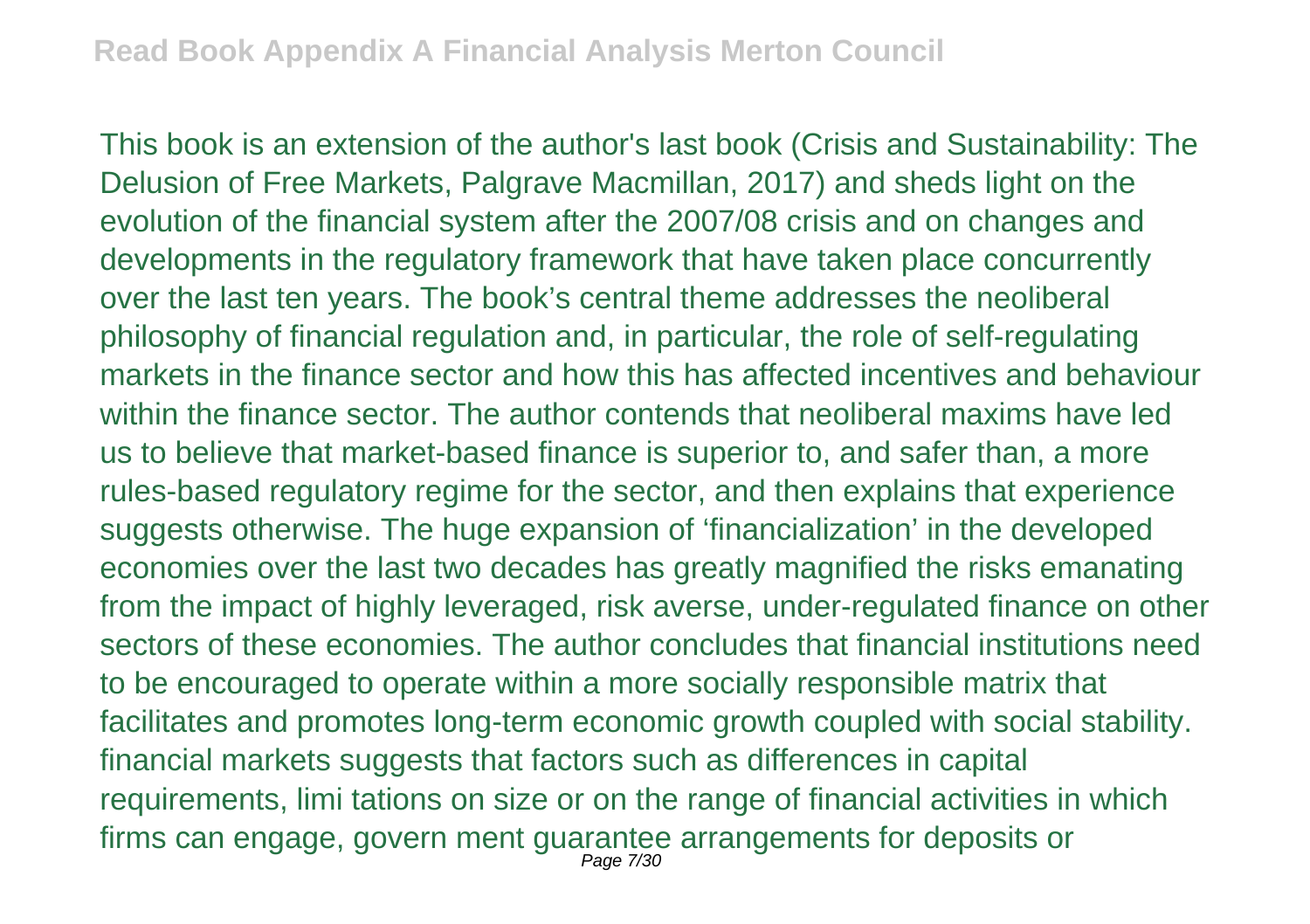This book is an extension of the author's last book (Crisis and Sustainability: The Delusion of Free Markets, Palgrave Macmillan, 2017) and sheds light on the evolution of the financial system after the 2007/08 crisis and on changes and developments in the regulatory framework that have taken place concurrently over the last ten years. The book's central theme addresses the neoliberal philosophy of financial regulation and, in particular, the role of self-regulating markets in the finance sector and how this has affected incentives and behaviour within the finance sector. The author contends that neoliberal maxims have led us to believe that market-based finance is superior to, and safer than, a more rules-based regulatory regime for the sector, and then explains that experience suggests otherwise. The huge expansion of 'financialization' in the developed economies over the last two decades has greatly magnified the risks emanating from the impact of highly leveraged, risk averse, under-regulated finance on other sectors of these economies. The author concludes that financial institutions need to be encouraged to operate within a more socially responsible matrix that facilitates and promotes long-term economic growth coupled with social stability. financial markets suggests that factors such as differences in capital requirements, limi tations on size or on the range of financial activities in which firms can engage, govern ment guarantee arrangements for deposits or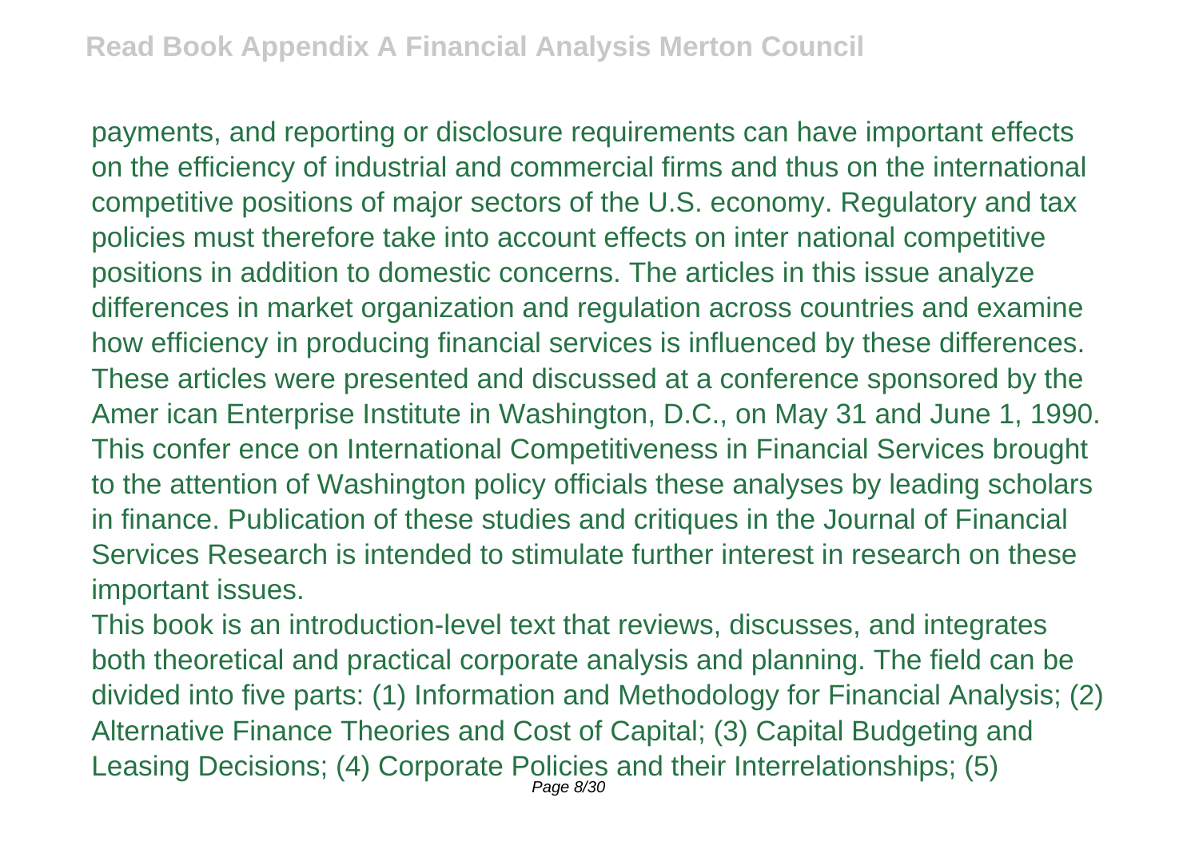payments, and reporting or disclosure requirements can have important effects on the efficiency of industrial and commercial firms and thus on the international competitive positions of major sectors of the U.S. economy. Regulatory and tax policies must therefore take into account effects on inter national competitive positions in addition to domestic concerns. The articles in this issue analyze differences in market organization and regulation across countries and examine how efficiency in producing financial services is influenced by these differences. These articles were presented and discussed at a conference sponsored by the Amer ican Enterprise Institute in Washington, D.C., on May 31 and June 1, 1990. This confer ence on International Competitiveness in Financial Services brought to the attention of Washington policy officials these analyses by leading scholars in finance. Publication of these studies and critiques in the Journal of Financial Services Research is intended to stimulate further interest in research on these important issues.

This book is an introduction-level text that reviews, discusses, and integrates both theoretical and practical corporate analysis and planning. The field can be divided into five parts: (1) Information and Methodology for Financial Analysis; (2) Alternative Finance Theories and Cost of Capital; (3) Capital Budgeting and Leasing Decisions; (4) Corporate Policies and their Interrelationships; (5)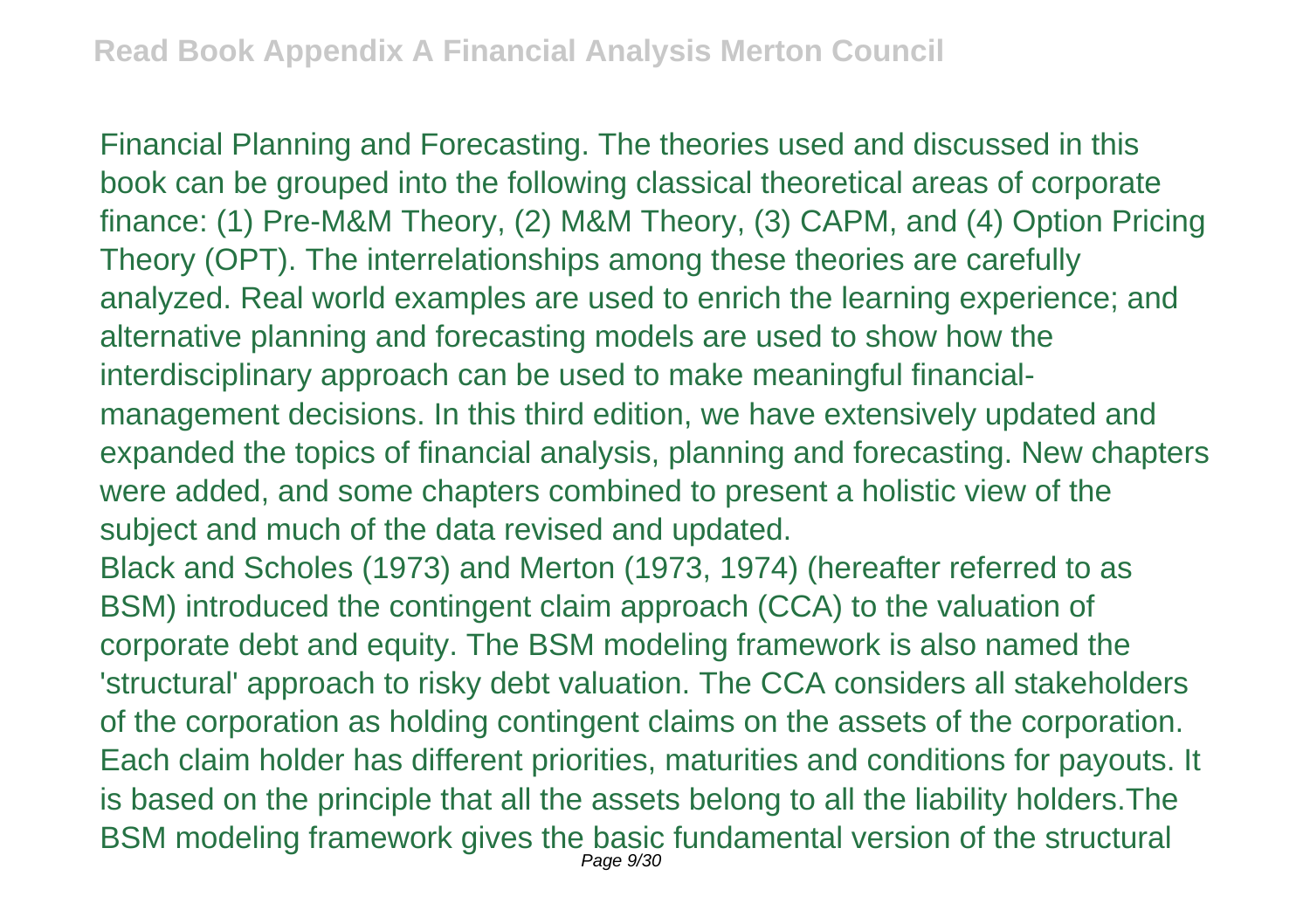Financial Planning and Forecasting. The theories used and discussed in this book can be grouped into the following classical theoretical areas of corporate finance: (1) Pre-M&M Theory, (2) M&M Theory, (3) CAPM, and (4) Option Pricing Theory (OPT). The interrelationships among these theories are carefully analyzed. Real world examples are used to enrich the learning experience; and alternative planning and forecasting models are used to show how the interdisciplinary approach can be used to make meaningful financial-management decisions. In this third edition, we have extensively updated and expanded the topics of financial analysis, planning and forecasting. New chapters were added, and some chapters combined to present a holistic view of the subject and much of the data revised and updated.

Black and Scholes (1973) and Merton (1973, 1974) (hereafter referred to as BSM) introduced the contingent claim approach (CCA) to the valuation of corporate debt and equity. The BSM modeling framework is also named the 'structural' approach to risky debt valuation. The CCA considers all stakeholders of the corporation as holding contingent claims on the assets of the corporation. Each claim holder has different priorities, maturities and conditions for payouts. It is based on the principle that all the assets belong to all the liability holders.The BSM modeling framework gives the basic fundamental version of the structural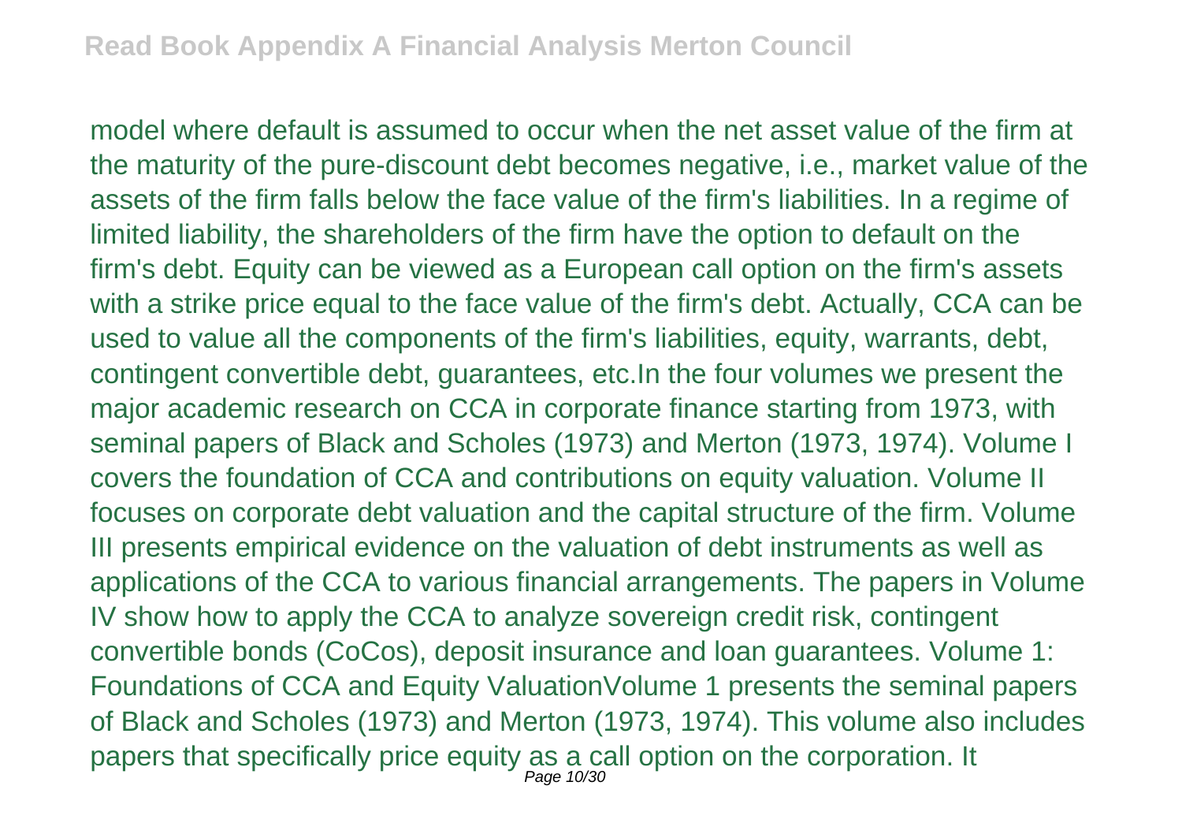model where default is assumed to occur when the net asset value of the firm at the maturity of the pure-discount debt becomes negative, i.e., market value of the assets of the firm falls below the face value of the firm's liabilities. In a regime of limited liability, the shareholders of the firm have the option to default on the firm's debt. Equity can be viewed as a European call option on the firm's assets with a strike price equal to the face value of the firm's debt. Actually, CCA can be used to value all the components of the firm's liabilities, equity, warrants, debt, contingent convertible debt, guarantees, etc.In the four volumes we present the major academic research on CCA in corporate finance starting from 1973, with seminal papers of Black and Scholes (1973) and Merton (1973, 1974). Volume I covers the foundation of CCA and contributions on equity valuation. Volume II focuses on corporate debt valuation and the capital structure of the firm. Volume III presents empirical evidence on the valuation of debt instruments as well as applications of the CCA to various financial arrangements. The papers in Volume IV show how to apply the CCA to analyze sovereign credit risk, contingent convertible bonds (CoCos), deposit insurance and loan guarantees. Volume 1: Foundations of CCA and Equity ValuationVolume 1 presents the seminal papers of Black and Scholes (1973) and Merton (1973, 1974). This volume also includes papers that specifically price equity as a call option on the corporation. It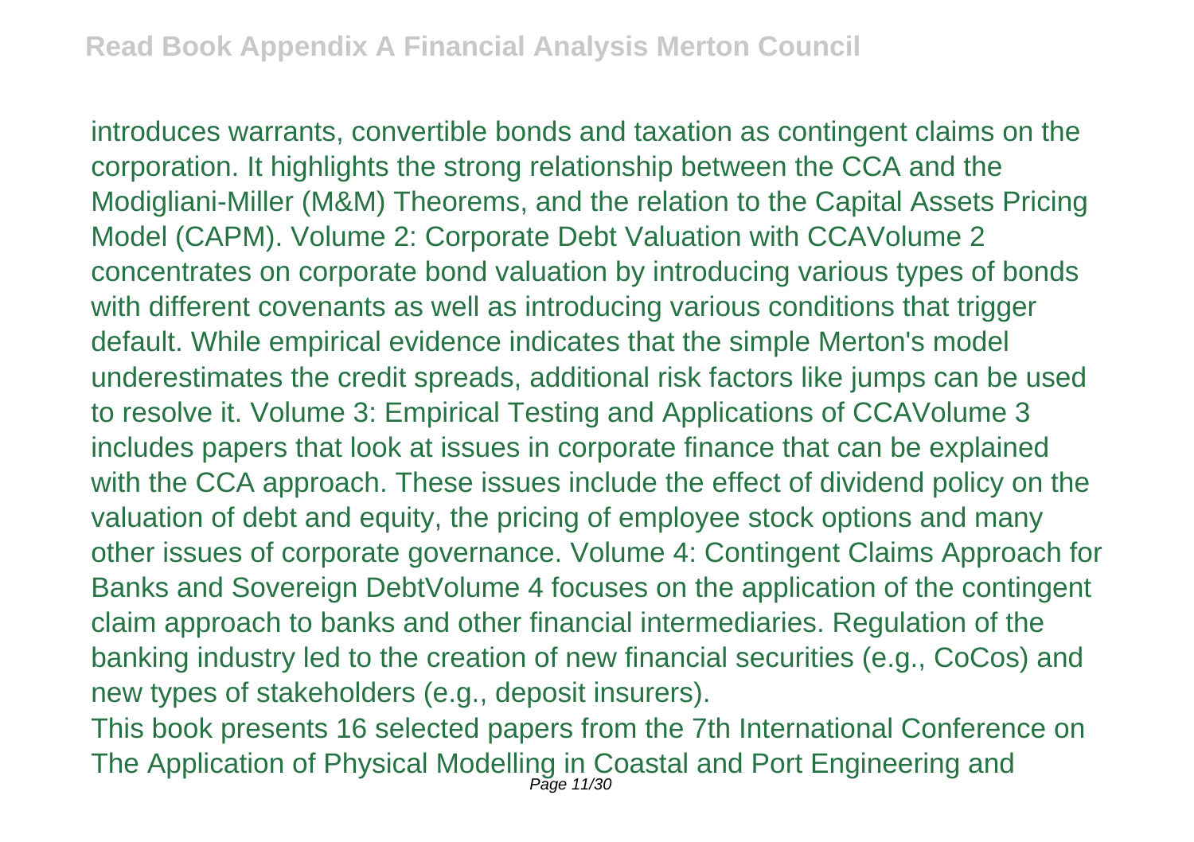introduces warrants, convertible bonds and taxation as contingent claims on the corporation. It highlights the strong relationship between the CCA and the Modigliani-Miller (M&M) Theorems, and the relation to the Capital Assets Pricing Model (CAPM). Volume 2: Corporate Debt Valuation with CCAVolume 2 concentrates on corporate bond valuation by introducing various types of bonds with different covenants as well as introducing various conditions that trigger default. While empirical evidence indicates that the simple Merton's model underestimates the credit spreads, additional risk factors like jumps can be used to resolve it. Volume 3: Empirical Testing and Applications of CCAVolume 3 includes papers that look at issues in corporate finance that can be explained with the CCA approach. These issues include the effect of dividend policy on the valuation of debt and equity, the pricing of employee stock options and many other issues of corporate governance. Volume 4: Contingent Claims Approach for Banks and Sovereign DebtVolume 4 focuses on the application of the contingent claim approach to banks and other financial intermediaries. Regulation of the banking industry led to the creation of new financial securities (e.g., CoCos) and new types of stakeholders (e.g., deposit insurers).

This book presents 16 selected papers from the 7th International Conference on The Application of Physical Modelling in Coastal and Port Engineering and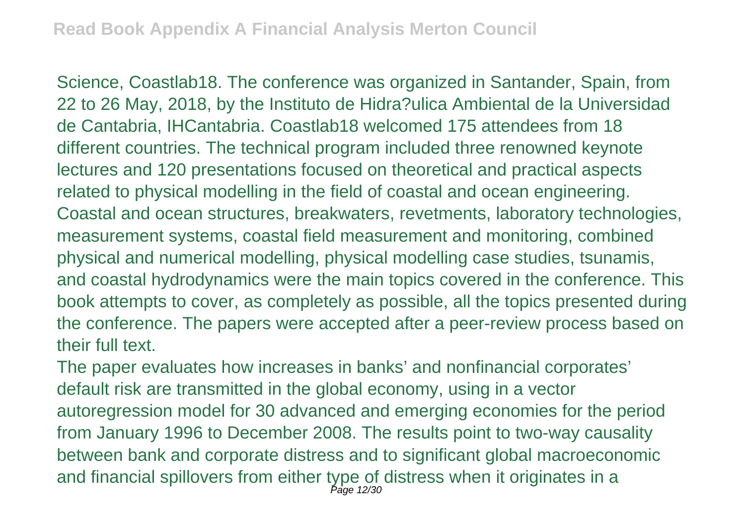Science, Coastlab18. The conference was organized in Santander, Spain, from 22 to 26 May, 2018, by the Instituto de Hidra?ulica Ambiental de la Universidad de Cantabria, IHCantabria. Coastlab18 welcomed 175 attendees from 18 different countries. The technical program included three renowned keynote lectures and 120 presentations focused on theoretical and practical aspects related to physical modelling in the field of coastal and ocean engineering. Coastal and ocean structures, breakwaters, revetments, laboratory technologies, measurement systems, coastal field measurement and monitoring, combined physical and numerical modelling, physical modelling case studies, tsunamis, and coastal hydrodynamics were the main topics covered in the conference. This book attempts to cover, as completely as possible, all the topics presented during the conference. The papers were accepted after a peer-review process based on their full text.

The paper evaluates how increases in banks' and nonfinancial corporates' default risk are transmitted in the global economy, using in a vector autoregression model for 30 advanced and emerging economies for the period from January 1996 to December 2008. The results point to two-way causality between bank and corporate distress and to significant global macroeconomic and financial spillovers from either type of distress when it originates in a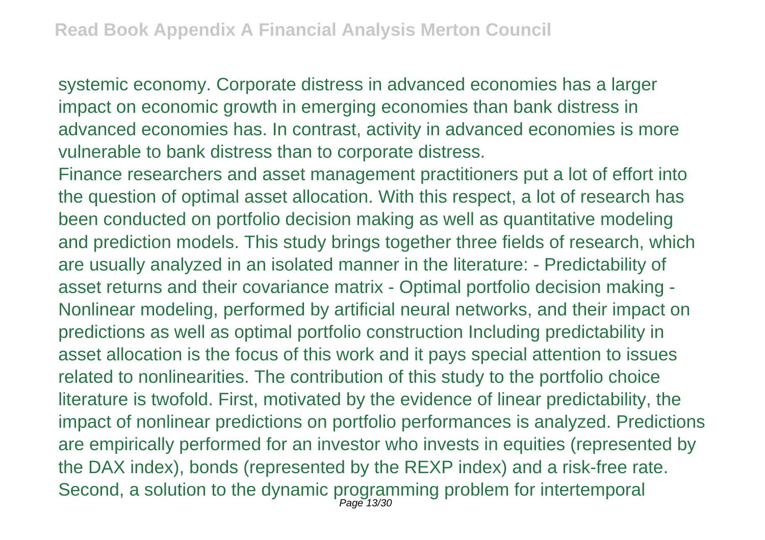systemic economy. Corporate distress in advanced economies has a larger impact on economic growth in emerging economies than bank distress in advanced economies has. In contrast, activity in advanced economies is more vulnerable to bank distress than to corporate distress.

Finance researchers and asset management practitioners put a lot of effort into the question of optimal asset allocation. With this respect, a lot of research has been conducted on portfolio decision making as well as quantitative modeling and prediction models. This study brings together three fields of research, which are usually analyzed in an isolated manner in the literature: - Predictability of asset returns and their covariance matrix - Optimal portfolio decision making - Nonlinear modeling, performed by artificial neural networks, and their impact on predictions as well as optimal portfolio construction Including predictability in asset allocation is the focus of this work and it pays special attention to issues related to nonlinearities. The contribution of this study to the portfolio choice literature is twofold. First, motivated by the evidence of linear predictability, the impact of nonlinear predictions on portfolio performances is analyzed. Predictions are empirically performed for an investor who invests in equities (represented by the DAX index), bonds (represented by the REXP index) and a risk-free rate. Second, a solution to the dynamic programming problem for intertemporal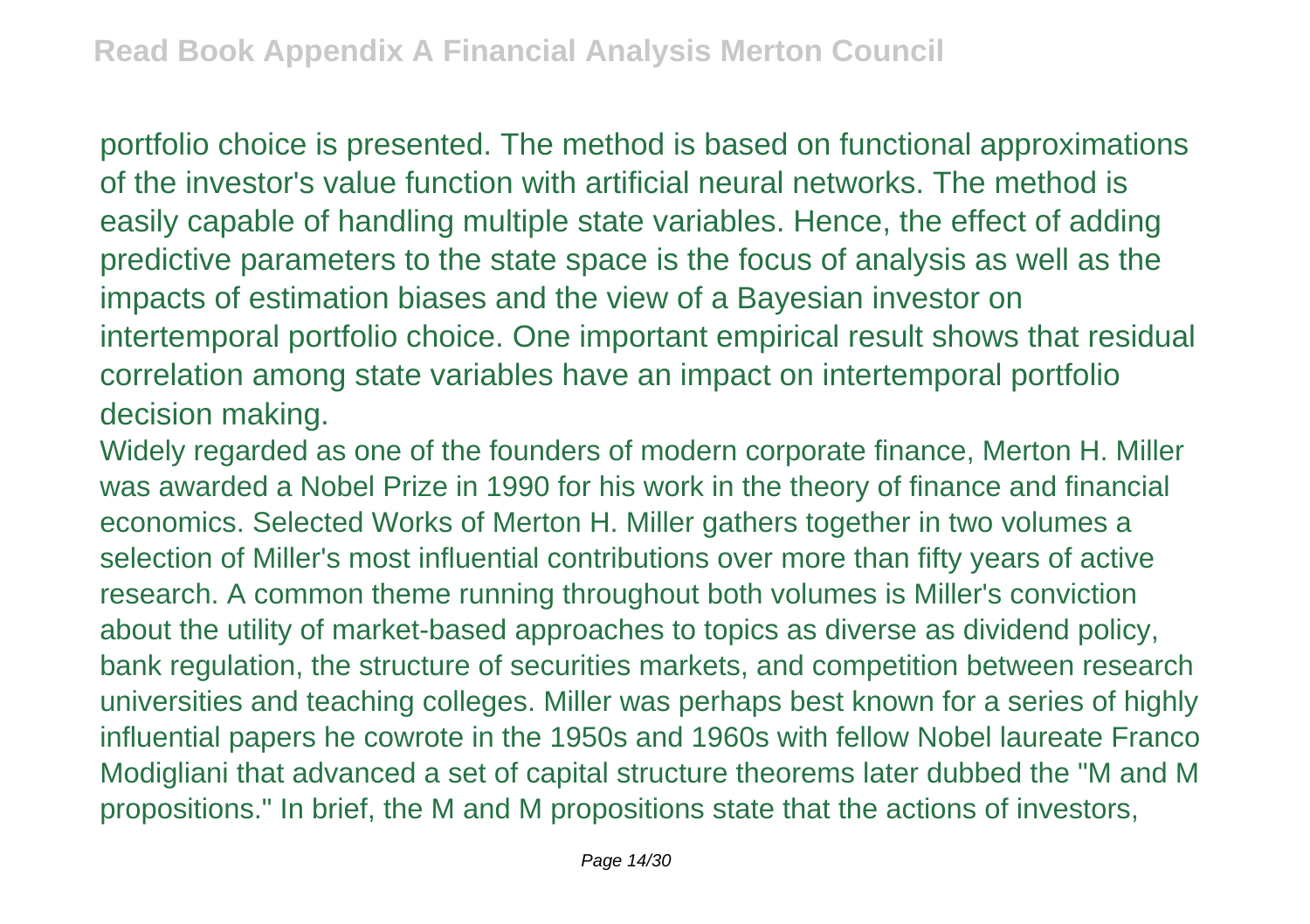portfolio choice is presented. The method is based on functional approximations of the investor's value function with artificial neural networks. The method is easily capable of handling multiple state variables. Hence, the effect of adding predictive parameters to the state space is the focus of analysis as well as the impacts of estimation biases and the view of a Bayesian investor on intertemporal portfolio choice. One important empirical result shows that residual correlation among state variables have an impact on intertemporal portfolio decision making.

Widely regarded as one of the founders of modern corporate finance, Merton H. Miller was awarded a Nobel Prize in 1990 for his work in the theory of finance and financial economics. Selected Works of Merton H. Miller gathers together in two volumes a selection of Miller's most influential contributions over more than fifty years of active research. A common theme running throughout both volumes is Miller's conviction about the utility of market-based approaches to topics as diverse as dividend policy, bank regulation, the structure of securities markets, and competition between research universities and teaching colleges. Miller was perhaps best known for a series of highly influential papers he cowrote in the 1950s and 1960s with fellow Nobel laureate Franco Modigliani that advanced a set of capital structure theorems later dubbed the "M and M propositions." In brief, the M and M propositions state that the actions of investors,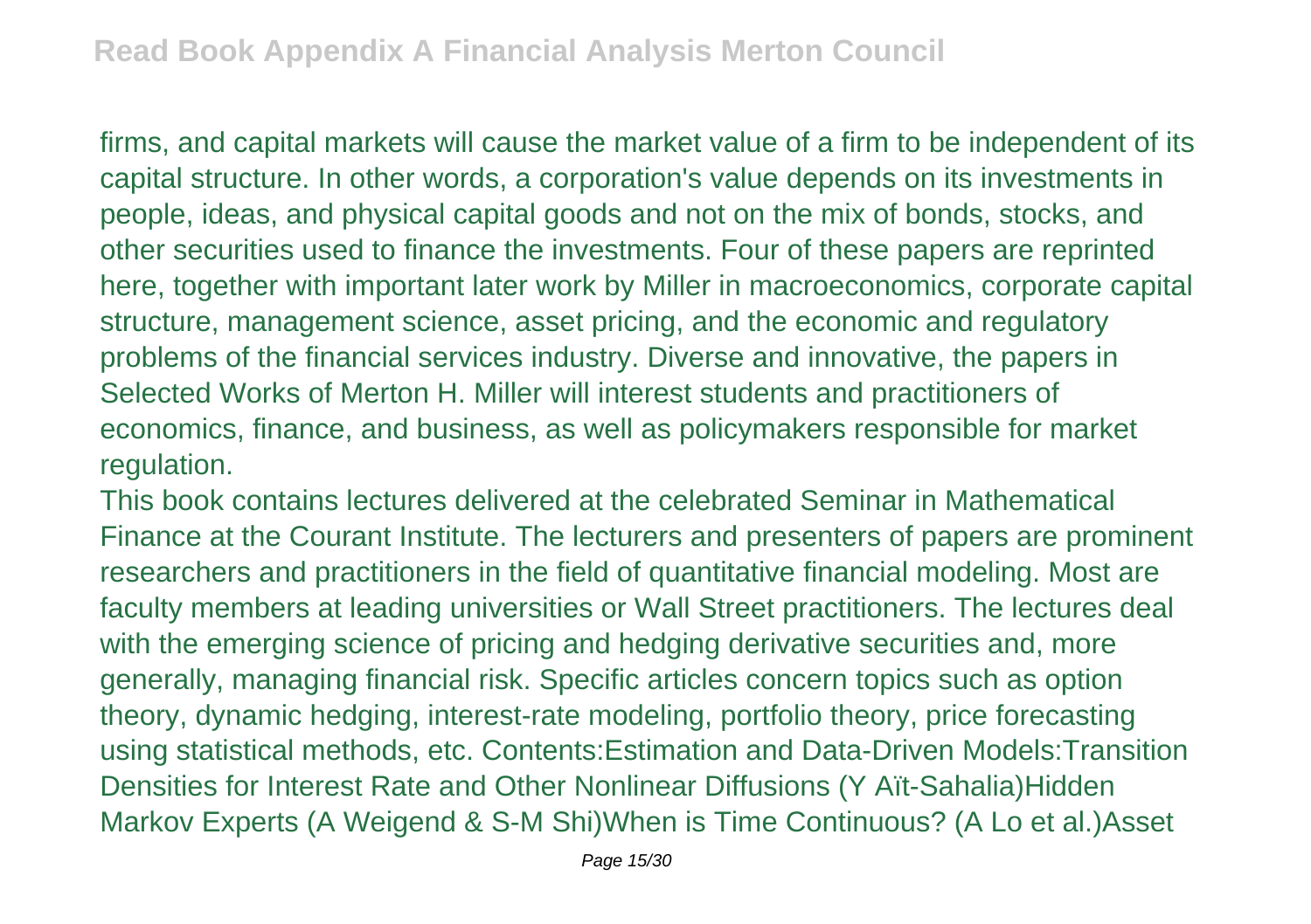firms, and capital markets will cause the market value of a firm to be independent of its capital structure. In other words, a corporation's value depends on its investments in people, ideas, and physical capital goods and not on the mix of bonds, stocks, and other securities used to finance the investments. Four of these papers are reprinted here, together with important later work by Miller in macroeconomics, corporate capital structure, management science, asset pricing, and the economic and regulatory problems of the financial services industry. Diverse and innovative, the papers in Selected Works of Merton H. Miller will interest students and practitioners of economics, finance, and business, as well as policymakers responsible for market regulation.

This book contains lectures delivered at the celebrated Seminar in Mathematical Finance at the Courant Institute. The lecturers and presenters of papers are prominent researchers and practitioners in the field of quantitative financial modeling. Most are faculty members at leading universities or Wall Street practitioners. The lectures deal with the emerging science of pricing and hedging derivative securities and, more generally, managing financial risk. Specific articles concern topics such as option theory, dynamic hedging, interest-rate modeling, portfolio theory, price forecasting using statistical methods, etc. Contents:Estimation and Data-Driven Models:Transition Densities for Interest Rate and Other Nonlinear Diffusions (Y Aït-Sahalia)Hidden Markov Experts (A Weigend & S-M Shi)When is Time Continuous? (A Lo et al.)Asset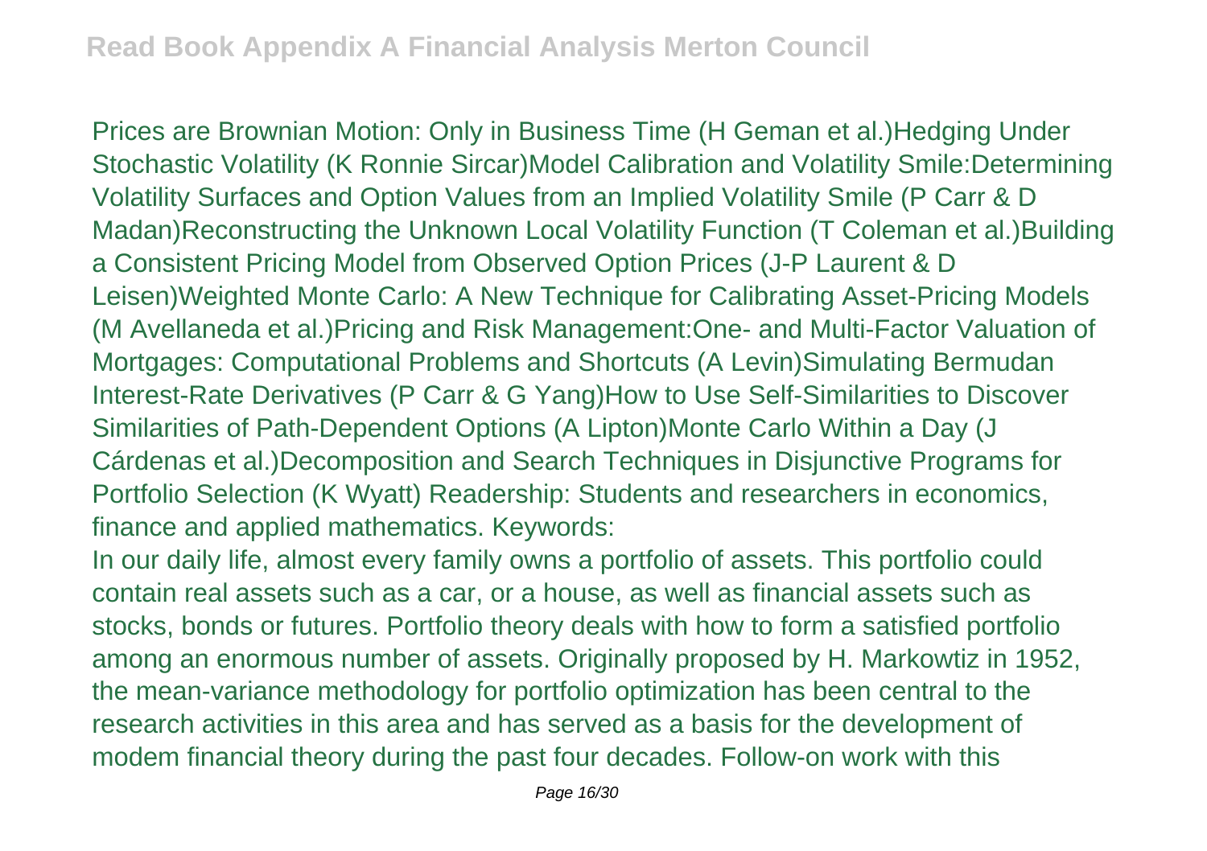Prices are Brownian Motion: Only in Business Time (H Geman et al.)Hedging Under Stochastic Volatility (K Ronnie Sircar)Model Calibration and Volatility Smile:Determining Volatility Surfaces and Option Values from an Implied Volatility Smile (P Carr & D Madan)Reconstructing the Unknown Local Volatility Function (T Coleman et al.)Building a Consistent Pricing Model from Observed Option Prices (J-P Laurent & D Leisen)Weighted Monte Carlo: A New Technique for Calibrating Asset-Pricing Models (M Avellaneda et al.)Pricing and Risk Management:One- and Multi-Factor Valuation of Mortgages: Computational Problems and Shortcuts (A Levin)Simulating Bermudan Interest-Rate Derivatives (P Carr & G Yang)How to Use Self-Similarities to Discover Similarities of Path-Dependent Options (A Lipton)Monte Carlo Within a Day (J Cárdenas et al.)Decomposition and Search Techniques in Disjunctive Programs for Portfolio Selection (K Wyatt) Readership: Students and researchers in economics, finance and applied mathematics. Keywords:

In our daily life, almost every family owns a portfolio of assets. This portfolio could contain real assets such as a car, or a house, as well as financial assets such as stocks, bonds or futures. Portfolio theory deals with how to form a satisfied portfolio among an enormous number of assets. Originally proposed by H. Markowtiz in 1952, the mean-variance methodology for portfolio optimization has been central to the research activities in this area and has served as a basis for the development of modem financial theory during the past four decades. Follow-on work with this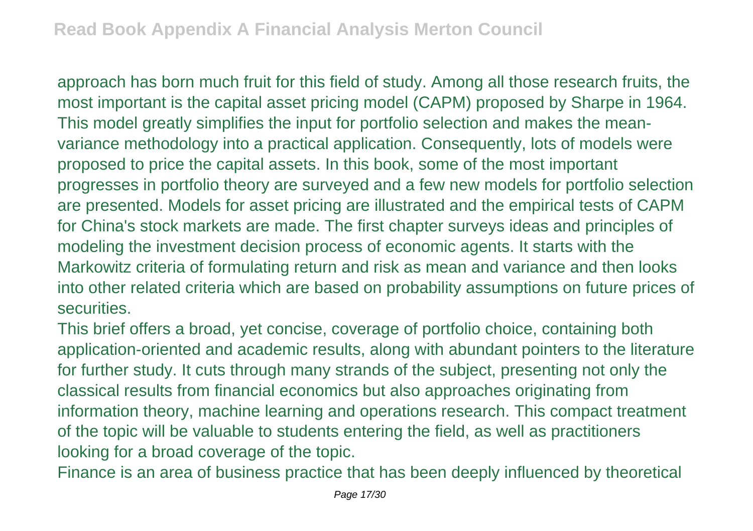approach has born much fruit for this field of study. Among all those research fruits, the most important is the capital asset pricing model (CAPM) proposed by Sharpe in 1964. This model greatly simplifies the input for portfolio selection and makes the mean-variance methodology into a practical application. Consequently, lots of models were proposed to price the capital assets. In this book, some of the most important progresses in portfolio theory are surveyed and a few new models for portfolio selection are presented. Models for asset pricing are illustrated and the empirical tests of CAPM for China's stock markets are made. The first chapter surveys ideas and principles of modeling the investment decision process of economic agents. It starts with the Markowitz criteria of formulating return and risk as mean and variance and then looks into other related criteria which are based on probability assumptions on future prices of securities.

This brief offers a broad, yet concise, coverage of portfolio choice, containing both application-oriented and academic results, along with abundant pointers to the literature for further study. It cuts through many strands of the subject, presenting not only the classical results from financial economics but also approaches originating from information theory, machine learning and operations research. This compact treatment of the topic will be valuable to students entering the field, as well as practitioners looking for a broad coverage of the topic.

Finance is an area of business practice that has been deeply influenced by theoretical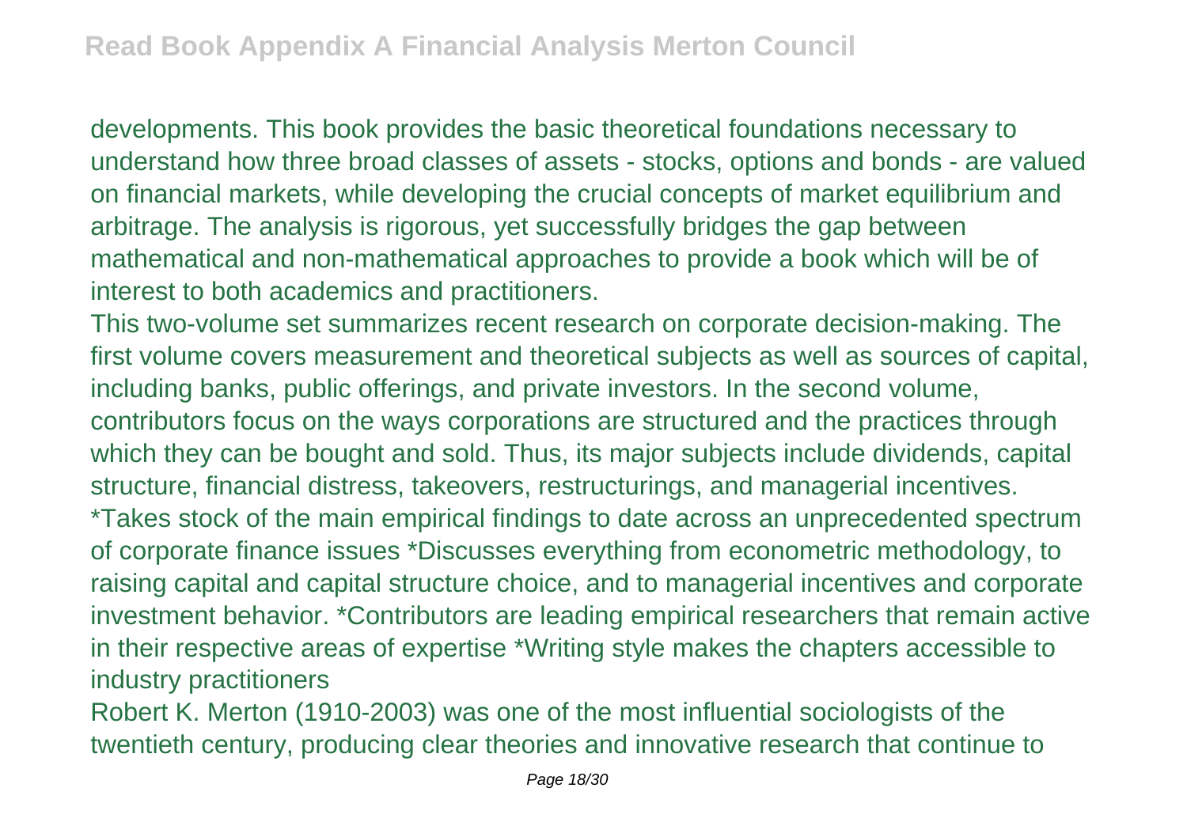developments. This book provides the basic theoretical foundations necessary to understand how three broad classes of assets - stocks, options and bonds - are valued on financial markets, while developing the crucial concepts of market equilibrium and arbitrage. The analysis is rigorous, yet successfully bridges the gap between mathematical and non-mathematical approaches to provide a book which will be of interest to both academics and practitioners.

This two-volume set summarizes recent research on corporate decision-making. The first volume covers measurement and theoretical subjects as well as sources of capital, including banks, public offerings, and private investors. In the second volume, contributors focus on the ways corporations are structured and the practices through which they can be bought and sold. Thus, its major subjects include dividends, capital structure, financial distress, takeovers, restructurings, and managerial incentives. *Takes stock of the main empirical findings to date across an unprecedented spectrum of corporate finance issues *Discusses everything from econometric methodology, to raising capital and capital structure choice, and to managerial incentives and corporate investment behavior. *Contributors are leading empirical researchers that remain active in their respective areas of expertise *Writing style makes the chapters accessible to industry practitioners

Robert K. Merton (1910-2003) was one of the most influential sociologists of the twentieth century, producing clear theories and innovative research that continue to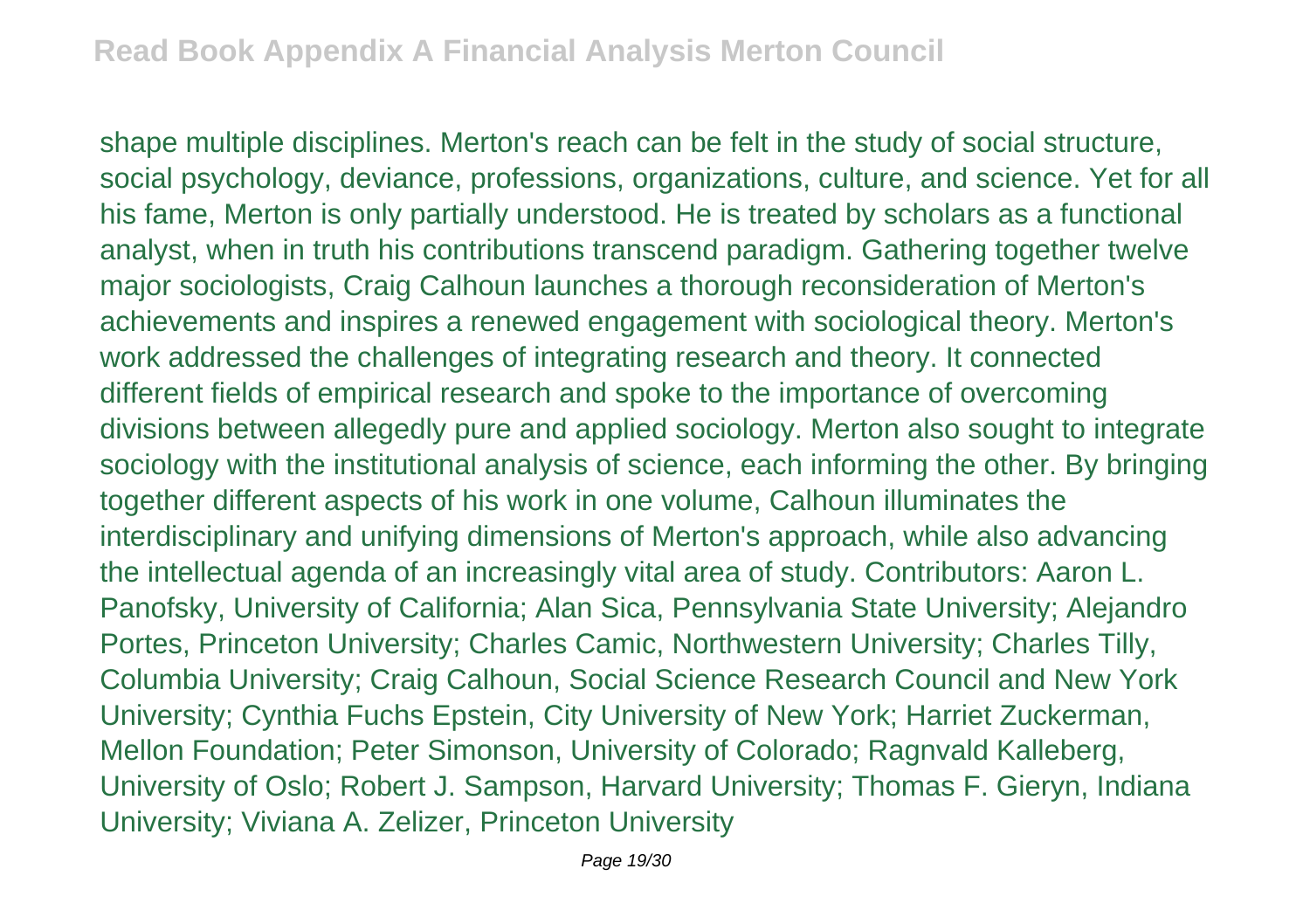shape multiple disciplines. Merton's reach can be felt in the study of social structure, social psychology, deviance, professions, organizations, culture, and science. Yet for all his fame, Merton is only partially understood. He is treated by scholars as a functional analyst, when in truth his contributions transcend paradigm. Gathering together twelve major sociologists, Craig Calhoun launches a thorough reconsideration of Merton's achievements and inspires a renewed engagement with sociological theory. Merton's work addressed the challenges of integrating research and theory. It connected different fields of empirical research and spoke to the importance of overcoming divisions between allegedly pure and applied sociology. Merton also sought to integrate sociology with the institutional analysis of science, each informing the other. By bringing together different aspects of his work in one volume, Calhoun illuminates the interdisciplinary and unifying dimensions of Merton's approach, while also advancing the intellectual agenda of an increasingly vital area of study. Contributors: Aaron L. Panofsky, University of California; Alan Sica, Pennsylvania State University; Alejandro Portes, Princeton University; Charles Camic, Northwestern University; Charles Tilly, Columbia University; Craig Calhoun, Social Science Research Council and New York University; Cynthia Fuchs Epstein, City University of New York; Harriet Zuckerman, Mellon Foundation; Peter Simonson, University of Colorado; Ragnvald Kalleberg, University of Oslo; Robert J. Sampson, Harvard University; Thomas F. Gieryn, Indiana University; Viviana A. Zelizer, Princeton University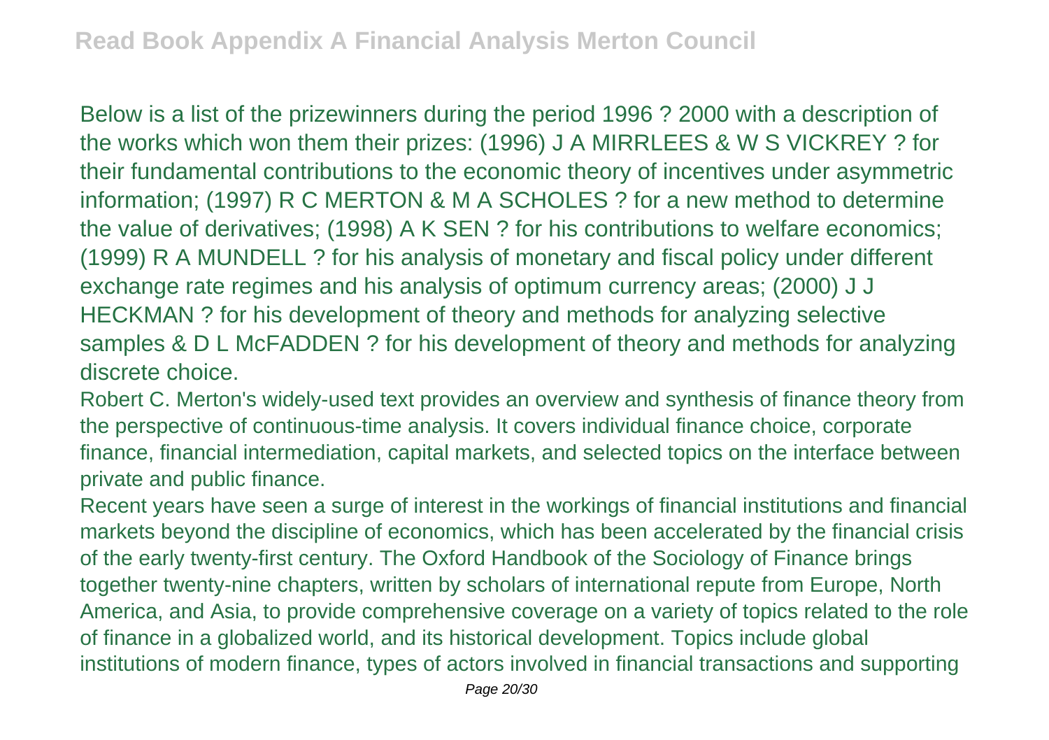Below is a list of the prizewinners during the period 1996 ? 2000 with a description of the works which won them their prizes: (1996) J A MIRRLEES & W S VICKREY ? for their fundamental contributions to the economic theory of incentives under asymmetric information; (1997) R C MERTON & M A SCHOLES ? for a new method to determine the value of derivatives; (1998) A K SEN ? for his contributions to welfare economics; (1999) R A MUNDELL ? for his analysis of monetary and fiscal policy under different exchange rate regimes and his analysis of optimum currency areas; (2000) J J HECKMAN ? for his development of theory and methods for analyzing selective samples & D L McFADDEN ? for his development of theory and methods for analyzing discrete choice.

Robert C. Merton's widely-used text provides an overview and synthesis of finance theory from the perspective of continuous-time analysis. It covers individual finance choice, corporate finance, financial intermediation, capital markets, and selected topics on the interface between private and public finance.

Recent years have seen a surge of interest in the workings of financial institutions and financial markets beyond the discipline of economics, which has been accelerated by the financial crisis of the early twenty-first century. The Oxford Handbook of the Sociology of Finance brings together twenty-nine chapters, written by scholars of international repute from Europe, North America, and Asia, to provide comprehensive coverage on a variety of topics related to the role of finance in a globalized world, and its historical development. Topics include global institutions of modern finance, types of actors involved in financial transactions and supporting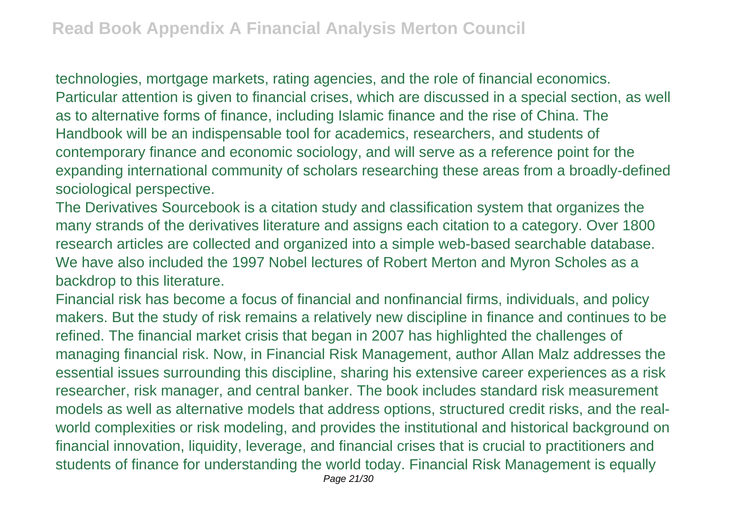technologies, mortgage markets, rating agencies, and the role of financial economics. Particular attention is given to financial crises, which are discussed in a special section, as well as to alternative forms of finance, including Islamic finance and the rise of China. The Handbook will be an indispensable tool for academics, researchers, and students of contemporary finance and economic sociology, and will serve as a reference point for the expanding international community of scholars researching these areas from a broadly-defined sociological perspective.

The Derivatives Sourcebook is a citation study and classification system that organizes the many strands of the derivatives literature and assigns each citation to a category. Over 1800 research articles are collected and organized into a simple web-based searchable database. We have also included the 1997 Nobel lectures of Robert Merton and Myron Scholes as a backdrop to this literature.

Financial risk has become a focus of financial and nonfinancial firms, individuals, and policy makers. But the study of risk remains a relatively new discipline in finance and continues to be refined. The financial market crisis that began in 2007 has highlighted the challenges of managing financial risk. Now, in Financial Risk Management, author Allan Malz addresses the essential issues surrounding this discipline, sharing his extensive career experiences as a risk researcher, risk manager, and central banker. The book includes standard risk measurement models as well as alternative models that address options, structured credit risks, and the real-world complexities or risk modeling, and provides the institutional and historical background on financial innovation, liquidity, leverage, and financial crises that is crucial to practitioners and students of finance for understanding the world today. Financial Risk Management is equally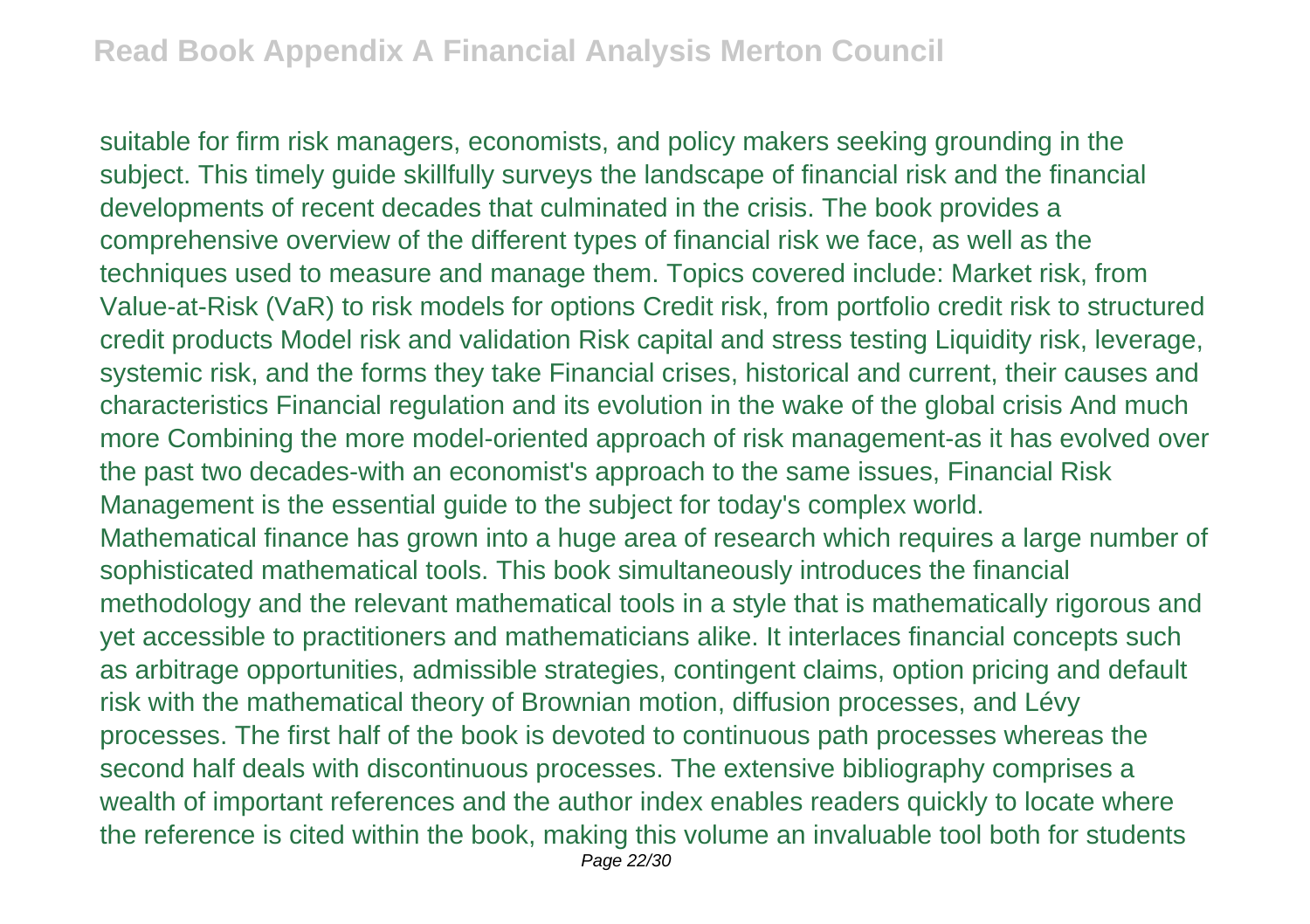suitable for firm risk managers, economists, and policy makers seeking grounding in the subject. This timely guide skillfully surveys the landscape of financial risk and the financial developments of recent decades that culminated in the crisis. The book provides a comprehensive overview of the different types of financial risk we face, as well as the techniques used to measure and manage them. Topics covered include: Market risk, from Value-at-Risk (VaR) to risk models for options Credit risk, from portfolio credit risk to structured credit products Model risk and validation Risk capital and stress testing Liquidity risk, leverage, systemic risk, and the forms they take Financial crises, historical and current, their causes and characteristics Financial regulation and its evolution in the wake of the global crisis And much more Combining the more model-oriented approach of risk management-as it has evolved over the past two decades-with an economist's approach to the same issues, Financial Risk Management is the essential guide to the subject for today's complex world.

Mathematical finance has grown into a huge area of research which requires a large number of sophisticated mathematical tools. This book simultaneously introduces the financial methodology and the relevant mathematical tools in a style that is mathematically rigorous and yet accessible to practitioners and mathematicians alike. It interlaces financial concepts such as arbitrage opportunities, admissible strategies, contingent claims, option pricing and default risk with the mathematical theory of Brownian motion, diffusion processes, and Lévy processes. The first half of the book is devoted to continuous path processes whereas the second half deals with discontinuous processes. The extensive bibliography comprises a wealth of important references and the author index enables readers quickly to locate where the reference is cited within the book, making this volume an invaluable tool both for students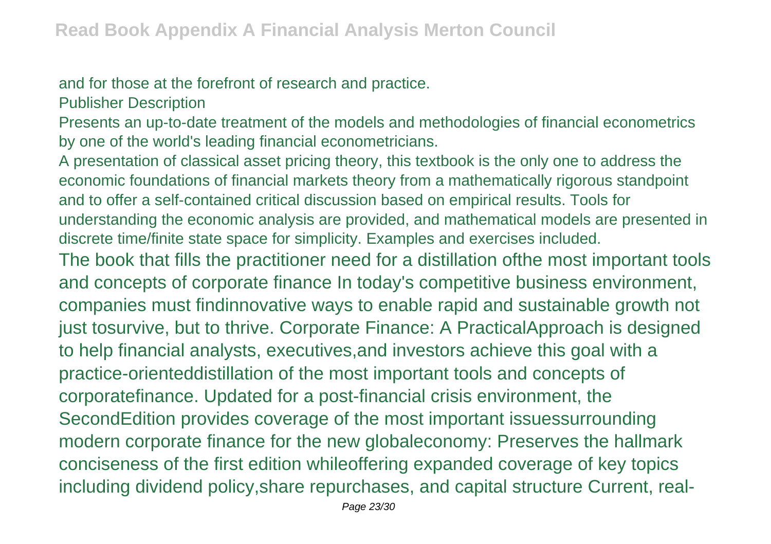and for those at the forefront of research and practice.

Publisher Description

Presents an up-to-date treatment of the models and methodologies of financial econometrics by one of the world's leading financial econometricians.

A presentation of classical asset pricing theory, this textbook is the only one to address the economic foundations of financial markets theory from a mathematically rigorous standpoint and to offer a self-contained critical discussion based on empirical results. Tools for understanding the economic analysis are provided, and mathematical models are presented in discrete time/finite state space for simplicity. Examples and exercises included.

The book that fills the practitioner need for a distillation ofthe most important tools and concepts of corporate finance In today's competitive business environment, companies must findinnovative ways to enable rapid and sustainable growth not just tosurvive, but to thrive. Corporate Finance: A PracticalApproach is designed to help financial analysts, executives,and investors achieve this goal with a practice-orienteddistillation of the most important tools and concepts of corporatefinance. Updated for a post-financial crisis environment, the SecondEdition provides coverage of the most important issuessurrounding modern corporate finance for the new globaleconomy: Preserves the hallmark conciseness of the first edition whileoffering expanded coverage of key topics including dividend policy,share repurchases, and capital structure Current, real-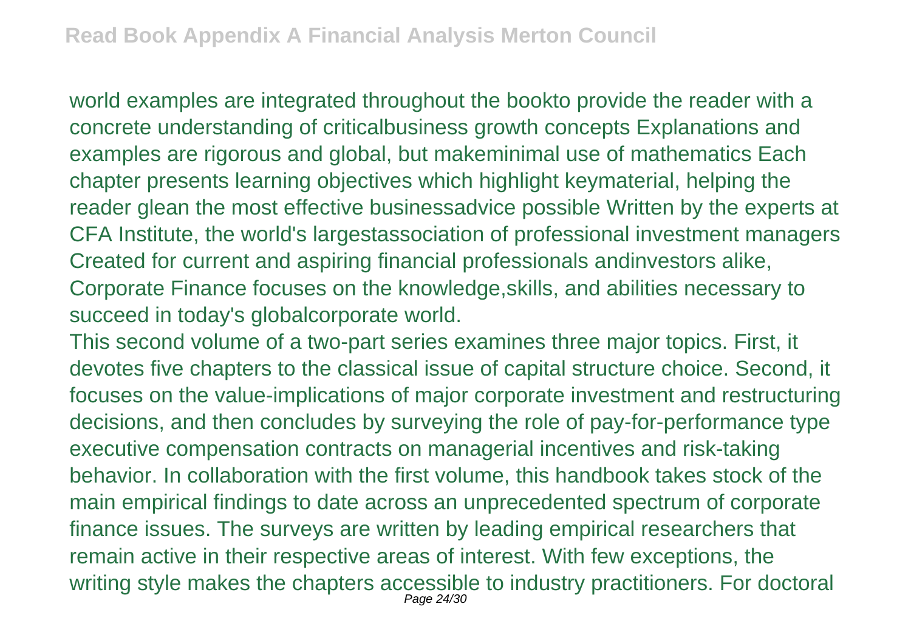world examples are integrated throughout the bookto provide the reader with a concrete understanding of criticalbusiness growth concepts Explanations and examples are rigorous and global, but makeminimal use of mathematics Each chapter presents learning objectives which highlight keymaterial, helping the reader glean the most effective businessadvice possible Written by the experts at CFA Institute, the world's largestassociation of professional investment managers Created for current and aspiring financial professionals andinvestors alike, Corporate Finance focuses on the knowledge,skills, and abilities necessary to succeed in today's globalcorporate world.

This second volume of a two-part series examines three major topics. First, it devotes five chapters to the classical issue of capital structure choice. Second, it focuses on the value-implications of major corporate investment and restructuring decisions, and then concludes by surveying the role of pay-for-performance type executive compensation contracts on managerial incentives and risk-taking behavior. In collaboration with the first volume, this handbook takes stock of the main empirical findings to date across an unprecedented spectrum of corporate finance issues. The surveys are written by leading empirical researchers that remain active in their respective areas of interest. With few exceptions, the writing style makes the chapters accessible to industry practitioners. For doctoral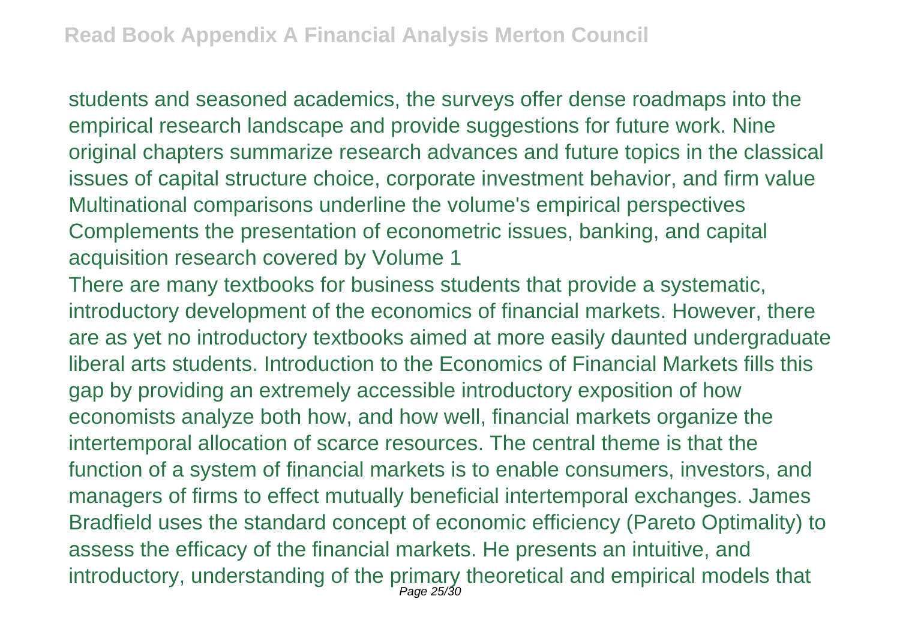students and seasoned academics, the surveys offer dense roadmaps into the empirical research landscape and provide suggestions for future work. Nine original chapters summarize research advances and future topics in the classical issues of capital structure choice, corporate investment behavior, and firm value Multinational comparisons underline the volume's empirical perspectives Complements the presentation of econometric issues, banking, and capital acquisition research covered by Volume 1

There are many textbooks for business students that provide a systematic, introductory development of the economics of financial markets. However, there are as yet no introductory textbooks aimed at more easily daunted undergraduate liberal arts students. Introduction to the Economics of Financial Markets fills this gap by providing an extremely accessible introductory exposition of how economists analyze both how, and how well, financial markets organize the intertemporal allocation of scarce resources. The central theme is that the function of a system of financial markets is to enable consumers, investors, and managers of firms to effect mutually beneficial intertemporal exchanges. James Bradfield uses the standard concept of economic efficiency (Pareto Optimality) to assess the efficacy of the financial markets. He presents an intuitive, and introductory, understanding of the primary theoretical and empirical models that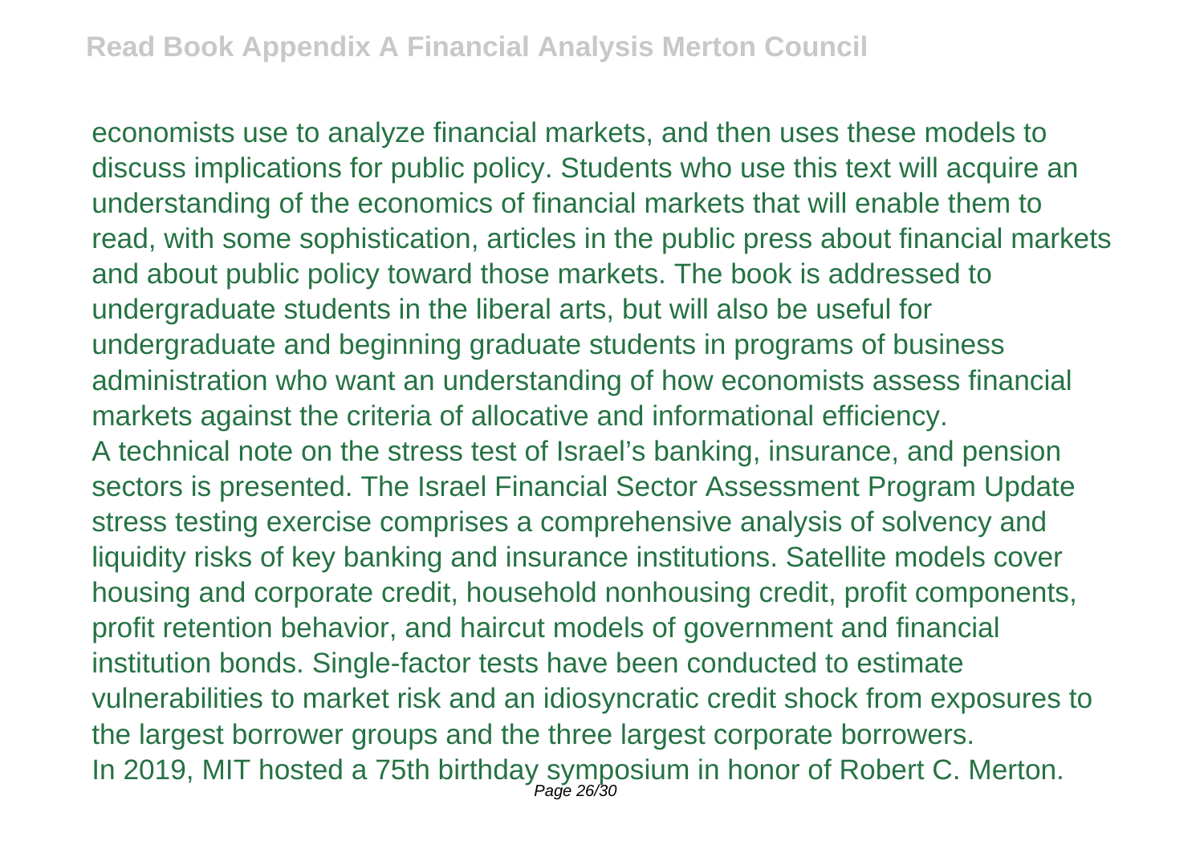economists use to analyze financial markets, and then uses these models to discuss implications for public policy. Students who use this text will acquire an understanding of the economics of financial markets that will enable them to read, with some sophistication, articles in the public press about financial markets and about public policy toward those markets. The book is addressed to undergraduate students in the liberal arts, but will also be useful for undergraduate and beginning graduate students in programs of business administration who want an understanding of how economists assess financial markets against the criteria of allocative and informational efficiency.

A technical note on the stress test of Israel's banking, insurance, and pension sectors is presented. The Israel Financial Sector Assessment Program Update stress testing exercise comprises a comprehensive analysis of solvency and liquidity risks of key banking and insurance institutions. Satellite models cover housing and corporate credit, household nonhousing credit, profit components, profit retention behavior, and haircut models of government and financial institution bonds. Single-factor tests have been conducted to estimate vulnerabilities to market risk and an idiosyncratic credit shock from exposures to the largest borrower groups and the three largest corporate borrowers.

In 2019, MIT hosted a 75th birthday symposium in honor of Robert C. Merton.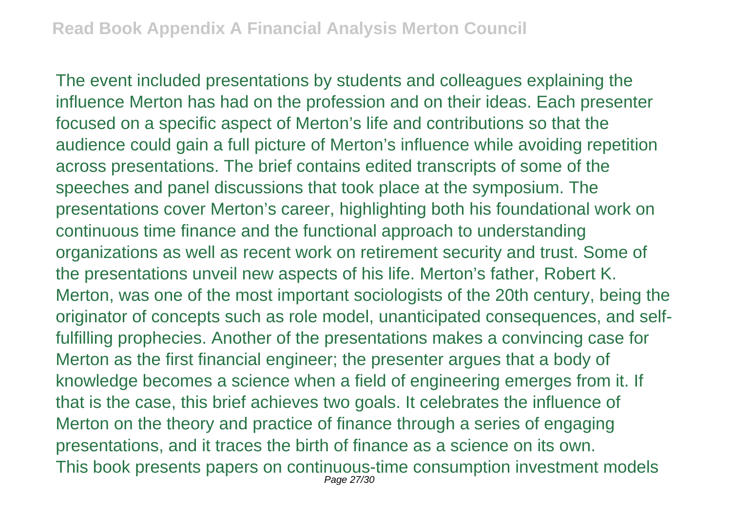The event included presentations by students and colleagues explaining the influence Merton has had on the profession and on their ideas. Each presenter focused on a specific aspect of Merton's life and contributions so that the audience could gain a full picture of Merton's influence while avoiding repetition across presentations. The brief contains edited transcripts of some of the speeches and panel discussions that took place at the symposium. The presentations cover Merton's career, highlighting both his foundational work on continuous time finance and the functional approach to understanding organizations as well as recent work on retirement security and trust. Some of the presentations unveil new aspects of his life. Merton's father, Robert K. Merton, was one of the most important sociologists of the 20th century, being the originator of concepts such as role model, unanticipated consequences, and self-fulfilling prophecies. Another of the presentations makes a convincing case for Merton as the first financial engineer; the presenter argues that a body of knowledge becomes a science when a field of engineering emerges from it. If that is the case, this brief achieves two goals. It celebrates the influence of Merton on the theory and practice of finance through a series of engaging presentations, and it traces the birth of finance as a science on its own.

This book presents papers on continuous-time consumption investment models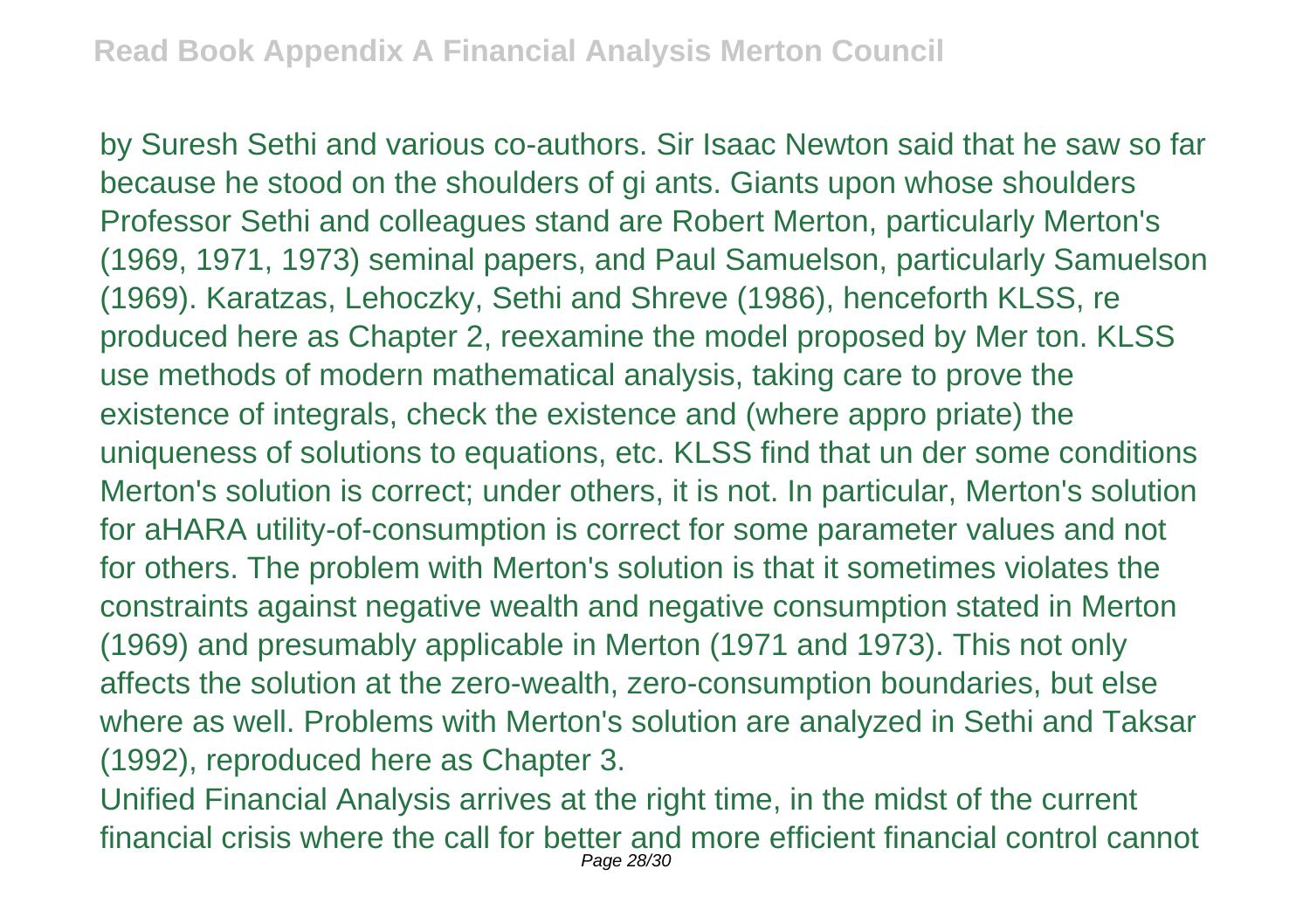by Suresh Sethi and various co-authors. Sir Isaac Newton said that he saw so far because he stood on the shoulders of gi ants. Giants upon whose shoulders Professor Sethi and colleagues stand are Robert Merton, particularly Merton's (1969, 1971, 1973) seminal papers, and Paul Samuelson, particularly Samuelson (1969). Karatzas, Lehoczky, Sethi and Shreve (1986), henceforth KLSS, re produced here as Chapter 2, reexamine the model proposed by Mer ton. KLSS use methods of modern mathematical analysis, taking care to prove the existence of integrals, check the existence and (where appro priate) the uniqueness of solutions to equations, etc. KLSS find that un der some conditions Merton's solution is correct; under others, it is not. In particular, Merton's solution for aHARA utility-of-consumption is correct for some parameter values and not for others. The problem with Merton's solution is that it sometimes violates the constraints against negative wealth and negative consumption stated in Merton (1969) and presumably applicable in Merton (1971 and 1973). This not only affects the solution at the zero-wealth, zero-consumption boundaries, but else where as well. Problems with Merton's solution are analyzed in Sethi and Taksar (1992), reproduced here as Chapter 3.

Unified Financial Analysis arrives at the right time, in the midst of the current financial crisis where the call for better and more efficient financial control cannot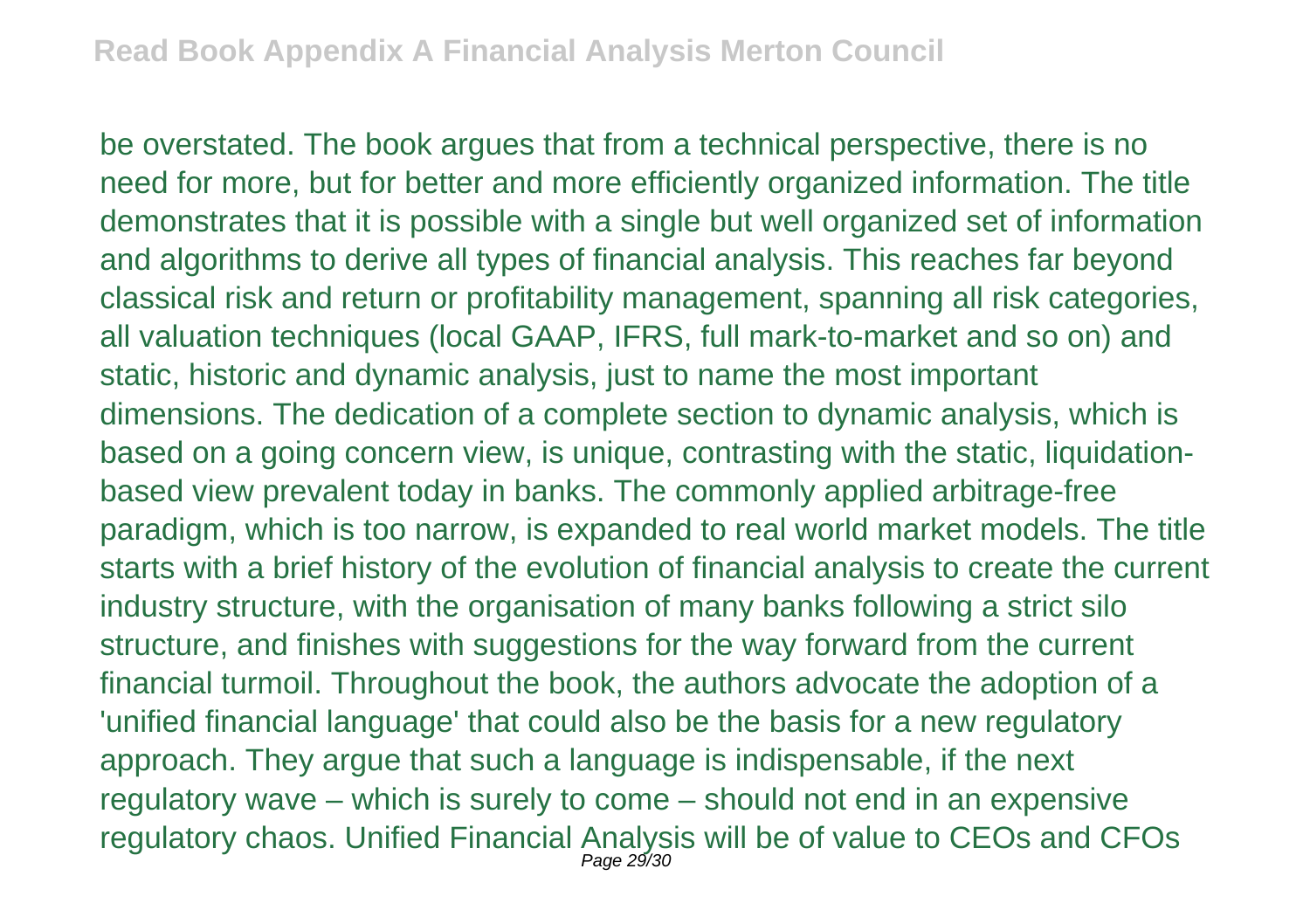be overstated. The book argues that from a technical perspective, there is no need for more, but for better and more efficiently organized information. The title demonstrates that it is possible with a single but well organized set of information and algorithms to derive all types of financial analysis. This reaches far beyond classical risk and return or profitability management, spanning all risk categories, all valuation techniques (local GAAP, IFRS, full mark-to-market and so on) and static, historic and dynamic analysis, just to name the most important dimensions. The dedication of a complete section to dynamic analysis, which is based on a going concern view, is unique, contrasting with the static, liquidation-based view prevalent today in banks. The commonly applied arbitrage-free paradigm, which is too narrow, is expanded to real world market models. The title starts with a brief history of the evolution of financial analysis to create the current industry structure, with the organisation of many banks following a strict silo structure, and finishes with suggestions for the way forward from the current financial turmoil. Throughout the book, the authors advocate the adoption of a 'unified financial language' that could also be the basis for a new regulatory approach. They argue that such a language is indispensable, if the next regulatory wave – which is surely to come – should not end in an expensive regulatory chaos. Unified Financial Analysis will be of value to CEOs and CFOs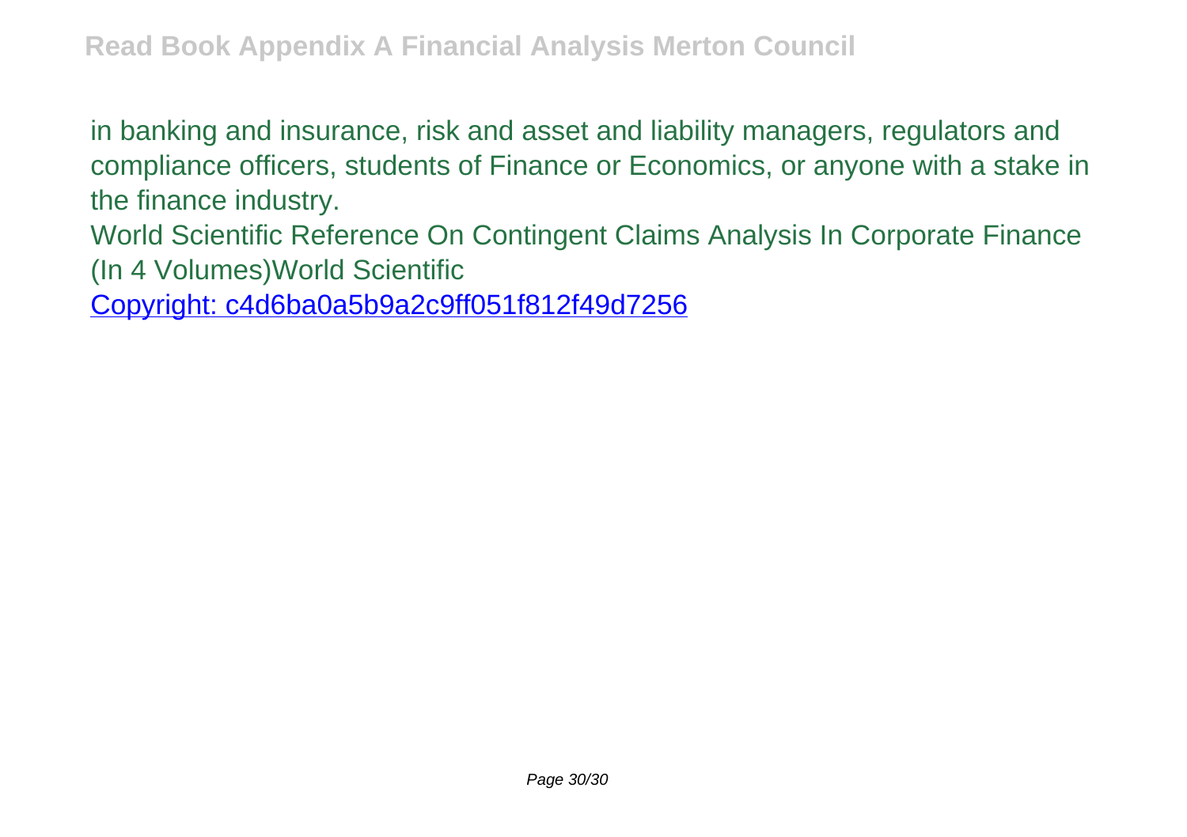in banking and insurance, risk and asset and liability managers, regulators and compliance officers, students of Finance or Economics, or anyone with a stake in the finance industry.

World Scientific Reference On Contingent Claims Analysis In Corporate Finance (In 4 Volumes)World Scientific

Copyright: c4d6ba0a5b9a2c9ff051f812f49d7256